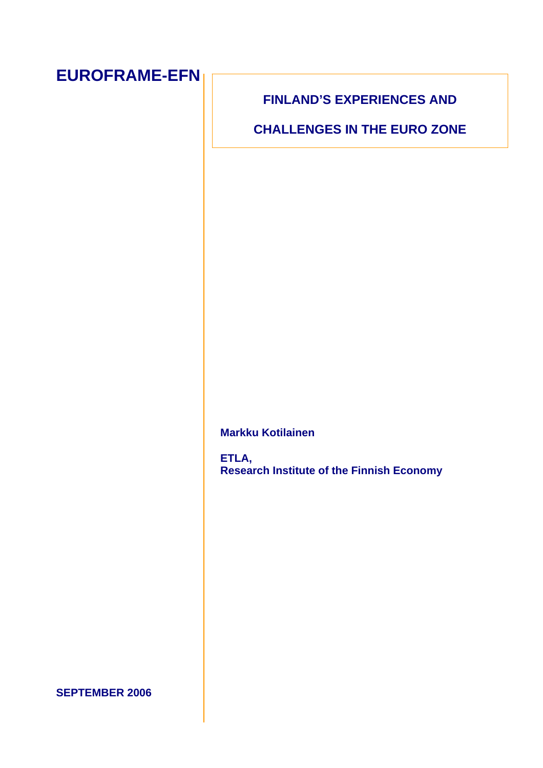**EUROFRAME-EFN**

# FINLAND'S EXPERIENCES AND CHALLENGES IN THE EURO ZONE

**Markku Kotilainen**

**ETLA,**
**Research Institute of the Finnish Economy**

**SEPTEMBER 2006**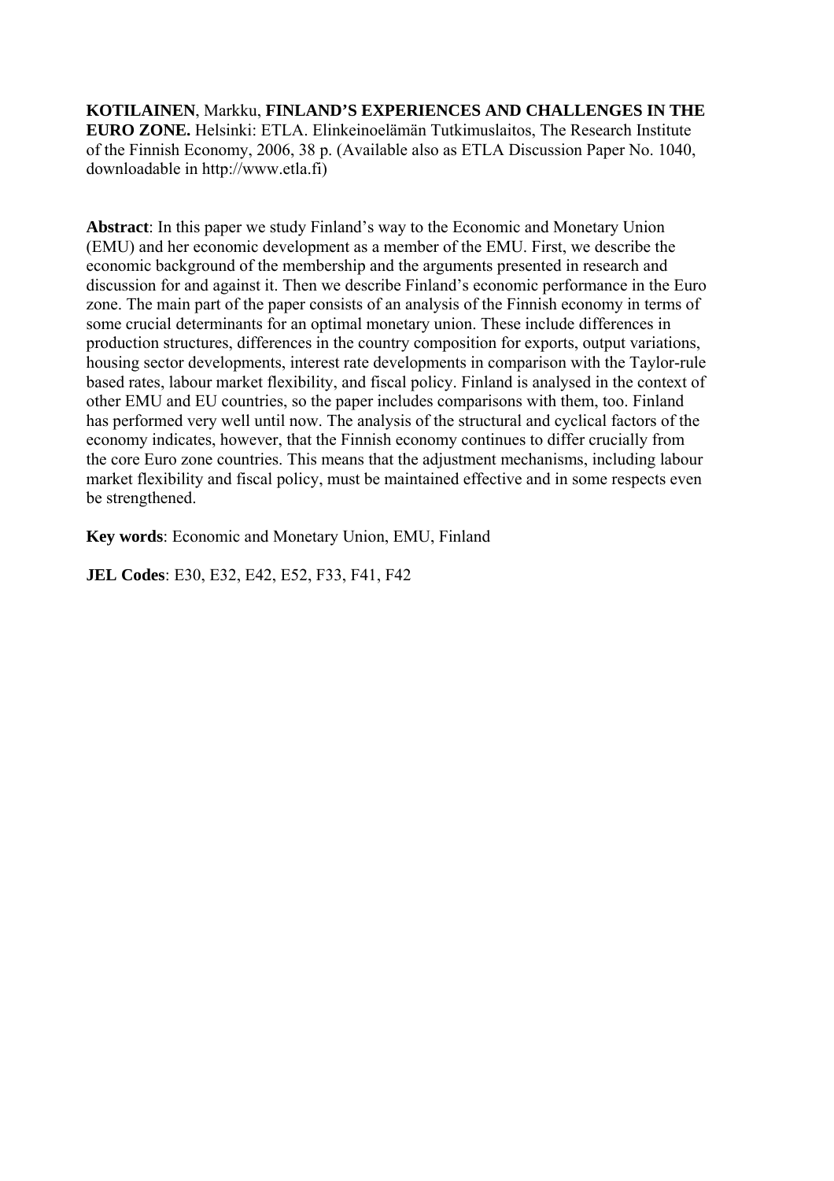**KOTILAINEN**, Markku, **FINLAND'S EXPERIENCES AND CHALLENGES IN THE EURO ZONE.** Helsinki: ETLA. Elinkeinoelämän Tutkimuslaitos, The Research Institute of the Finnish Economy, 2006, 38 p. (Available also as ETLA Discussion Paper No. 1040, downloadable in http://www.etla.fi)

**Abstract**: In this paper we study Finland's way to the Economic and Monetary Union (EMU) and her economic development as a member of the EMU. First, we describe the economic background of the membership and the arguments presented in research and discussion for and against it. Then we describe Finland's economic performance in the Euro zone. The main part of the paper consists of an analysis of the Finnish economy in terms of some crucial determinants for an optimal monetary union. These include differences in production structures, differences in the country composition for exports, output variations, housing sector developments, interest rate developments in comparison with the Taylor-rule based rates, labour market flexibility, and fiscal policy. Finland is analysed in the context of other EMU and EU countries, so the paper includes comparisons with them, too. Finland has performed very well until now. The analysis of the structural and cyclical factors of the economy indicates, however, that the Finnish economy continues to differ crucially from the core Euro zone countries. This means that the adjustment mechanisms, including labour market flexibility and fiscal policy, must be maintained effective and in some respects even be strengthened.

**Key words**: Economic and Monetary Union, EMU, Finland

**JEL Codes**: E30, E32, E42, E52, F33, F41, F42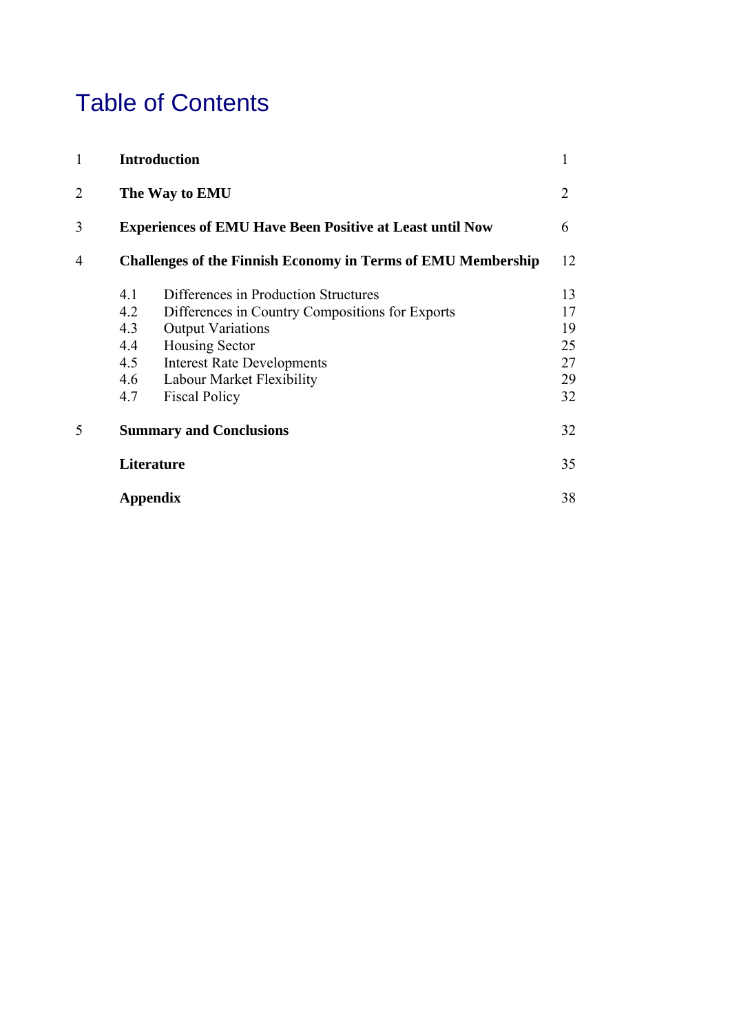# Table of Contents

| | | |
|---|---|---|
| 1 | **Introduction** | 1 |
| 2 | **The Way to EMU** | 2 |
| 3 | **Experiences of EMU Have Been Positive at Least until Now** | 6 |
| 4 | **Challenges of the Finnish Economy in Terms of EMU Membership** | 12 |
| | 4.1 Differences in Production Structures | 13 |
| | 4.2 Differences in Country Compositions for Exports | 17 |
| | 4.3 Output Variations | 19 |
| | 4.4 Housing Sector | 25 |
| | 4.5 Interest Rate Developments | 27 |
| | 4.6 Labour Market Flexibility | 29 |
| | 4.7 Fiscal Policy | 32 |
| 5 | **Summary and Conclusions** | 32 |
| | **Literature** | 35 |
| | **Appendix** | 38 |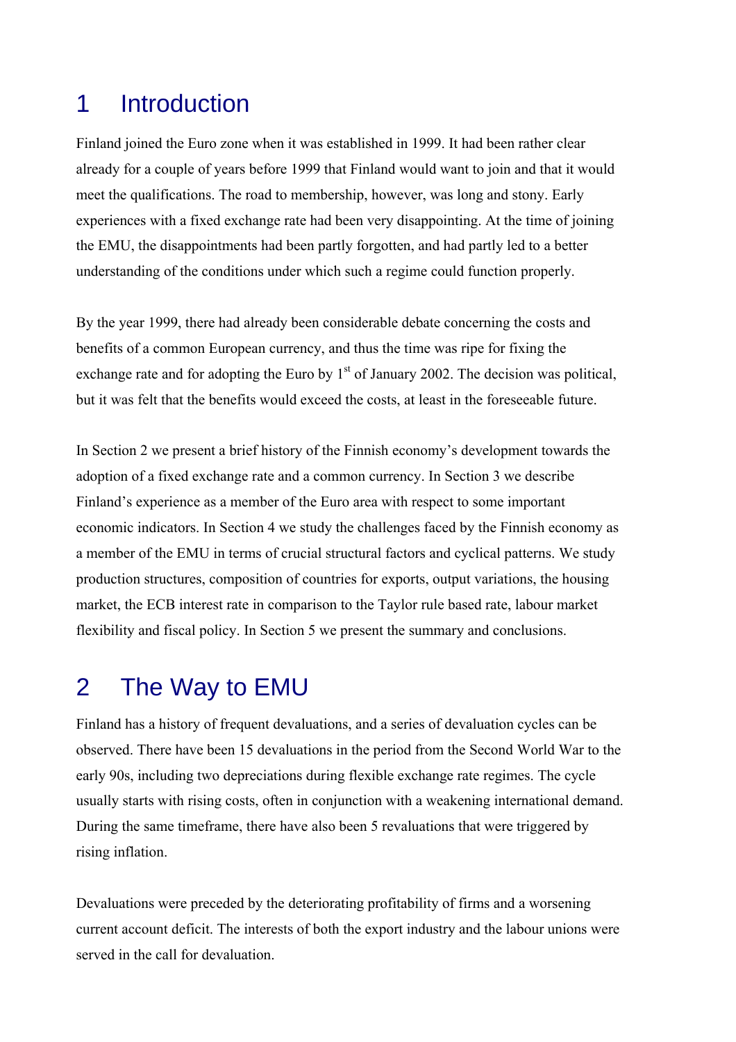# 1 Introduction

Finland joined the Euro zone when it was established in 1999. It had been rather clear already for a couple of years before 1999 that Finland would want to join and that it would meet the qualifications. The road to membership, however, was long and stony. Early experiences with a fixed exchange rate had been very disappointing. At the time of joining the EMU, the disappointments had been partly forgotten, and had partly led to a better understanding of the conditions under which such a regime could function properly.

By the year 1999, there had already been considerable debate concerning the costs and benefits of a common European currency, and thus the time was ripe for fixing the exchange rate and for adopting the Euro by 1st of January 2002. The decision was political, but it was felt that the benefits would exceed the costs, at least in the foreseeable future.

In Section 2 we present a brief history of the Finnish economy's development towards the adoption of a fixed exchange rate and a common currency. In Section 3 we describe Finland's experience as a member of the Euro area with respect to some important economic indicators. In Section 4 we study the challenges faced by the Finnish economy as a member of the EMU in terms of crucial structural factors and cyclical patterns. We study production structures, composition of countries for exports, output variations, the housing market, the ECB interest rate in comparison to the Taylor rule based rate, labour market flexibility and fiscal policy. In Section 5 we present the summary and conclusions.

# 2 The Way to EMU

Finland has a history of frequent devaluations, and a series of devaluation cycles can be observed. There have been 15 devaluations in the period from the Second World War to the early 90s, including two depreciations during flexible exchange rate regimes. The cycle usually starts with rising costs, often in conjunction with a weakening international demand. During the same timeframe, there have also been 5 revaluations that were triggered by rising inflation.

Devaluations were preceded by the deteriorating profitability of firms and a worsening current account deficit. The interests of both the export industry and the labour unions were served in the call for devaluation.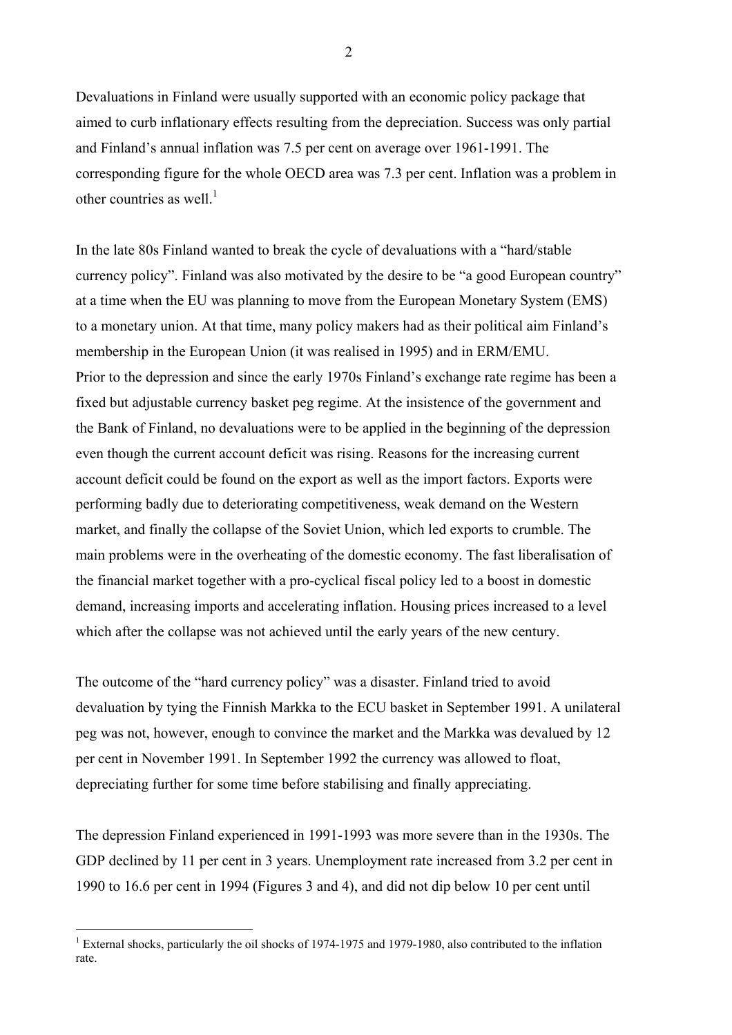Devaluations in Finland were usually supported with an economic policy package that aimed to curb inflationary effects resulting from the depreciation. Success was only partial and Finland's annual inflation was 7.5 per cent on average over 1961-1991. The corresponding figure for the whole OECD area was 7.3 per cent. Inflation was a problem in other countries as well.[1]

In the late 80s Finland wanted to break the cycle of devaluations with a "hard/stable currency policy". Finland was also motivated by the desire to be "a good European country" at a time when the EU was planning to move from the European Monetary System (EMS) to a monetary union. At that time, many policy makers had as their political aim Finland's membership in the European Union (it was realised in 1995) and in ERM/EMU.
Prior to the depression and since the early 1970s Finland's exchange rate regime has been a fixed but adjustable currency basket peg regime. At the insistence of the government and the Bank of Finland, no devaluations were to be applied in the beginning of the depression even though the current account deficit was rising. Reasons for the increasing current account deficit could be found on the export as well as the import factors. Exports were performing badly due to deteriorating competitiveness, weak demand on the Western market, and finally the collapse of the Soviet Union, which led exports to crumble. The main problems were in the overheating of the domestic economy. The fast liberalisation of the financial market together with a pro-cyclical fiscal policy led to a boost in domestic demand, increasing imports and accelerating inflation. Housing prices increased to a level which after the collapse was not achieved until the early years of the new century.

The outcome of the "hard currency policy" was a disaster. Finland tried to avoid devaluation by tying the Finnish Markka to the ECU basket in September 1991. A unilateral peg was not, however, enough to convince the market and the Markka was devalued by 12 per cent in November 1991. In September 1992 the currency was allowed to float, depreciating further for some time before stabilising and finally appreciating.

The depression Finland experienced in 1991-1993 was more severe than in the 1930s. The GDP declined by 11 per cent in 3 years. Unemployment rate increased from 3.2 per cent in 1990 to 16.6 per cent in 1994 (Figures 3 and 4), and did not dip below 10 per cent until

[1] External shocks, particularly the oil shocks of 1974-1975 and 1979-1980, also contributed to the inflation rate.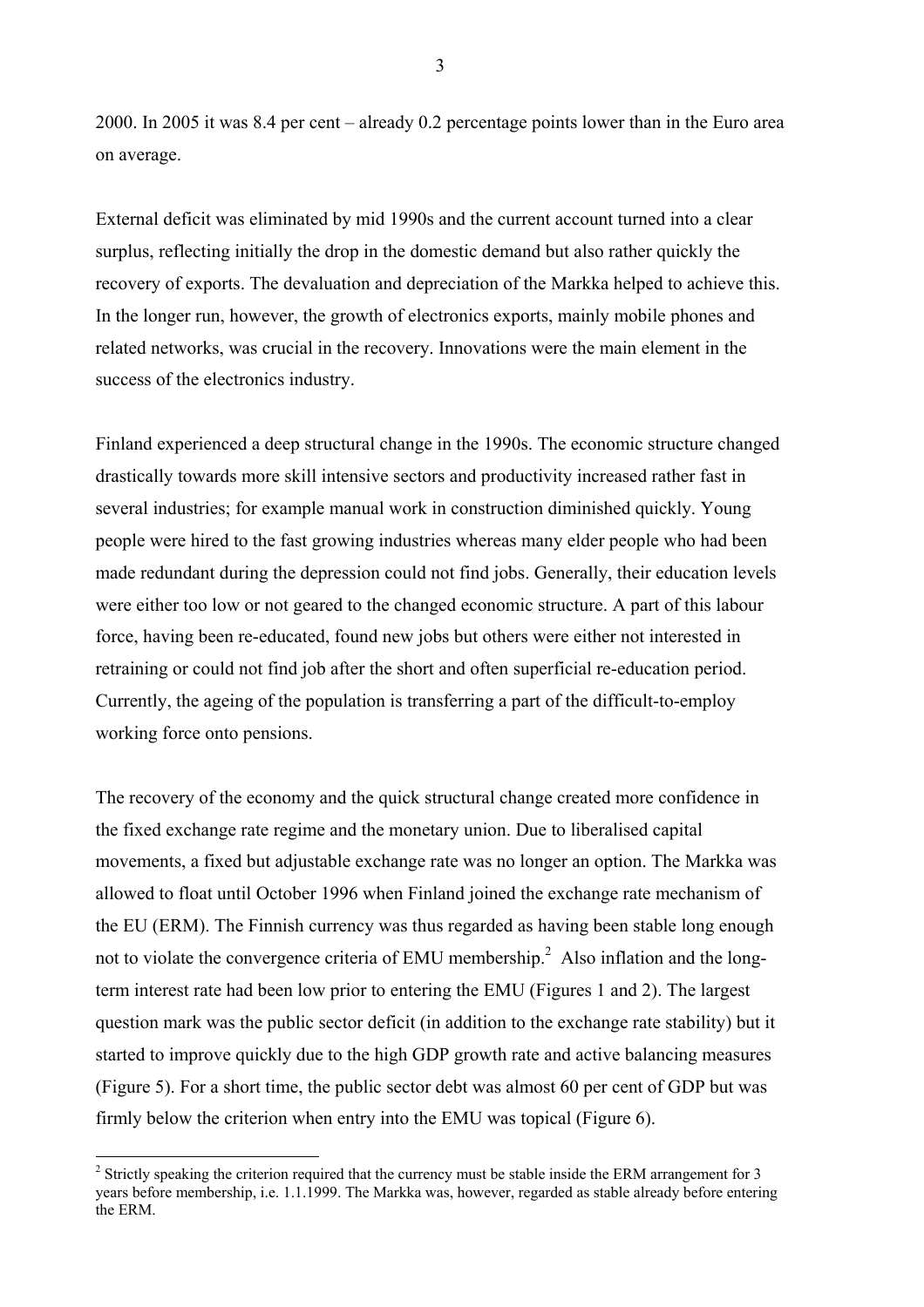2000. In 2005 it was 8.4 per cent – already 0.2 percentage points lower than in the Euro area on average.

External deficit was eliminated by mid 1990s and the current account turned into a clear surplus, reflecting initially the drop in the domestic demand but also rather quickly the recovery of exports. The devaluation and depreciation of the Markka helped to achieve this. In the longer run, however, the growth of electronics exports, mainly mobile phones and related networks, was crucial in the recovery. Innovations were the main element in the success of the electronics industry.

Finland experienced a deep structural change in the 1990s. The economic structure changed drastically towards more skill intensive sectors and productivity increased rather fast in several industries; for example manual work in construction diminished quickly. Young people were hired to the fast growing industries whereas many elder people who had been made redundant during the depression could not find jobs. Generally, their education levels were either too low or not geared to the changed economic structure. A part of this labour force, having been re-educated, found new jobs but others were either not interested in retraining or could not find job after the short and often superficial re-education period. Currently, the ageing of the population is transferring a part of the difficult-to-employ working force onto pensions.

The recovery of the economy and the quick structural change created more confidence in the fixed exchange rate regime and the monetary union. Due to liberalised capital movements, a fixed but adjustable exchange rate was no longer an option. The Markka was allowed to float until October 1996 when Finland joined the exchange rate mechanism of the EU (ERM). The Finnish currency was thus regarded as having been stable long enough not to violate the convergence criteria of EMU membership.[2] Also inflation and the long-term interest rate had been low prior to entering the EMU (Figures 1 and 2). The largest question mark was the public sector deficit (in addition to the exchange rate stability) but it started to improve quickly due to the high GDP growth rate and active balancing measures (Figure 5). For a short time, the public sector debt was almost 60 per cent of GDP but was firmly below the criterion when entry into the EMU was topical (Figure 6).

[2] Strictly speaking the criterion required that the currency must be stable inside the ERM arrangement for 3 years before membership, i.e. 1.1.1999. The Markka was, however, regarded as stable already before entering the ERM.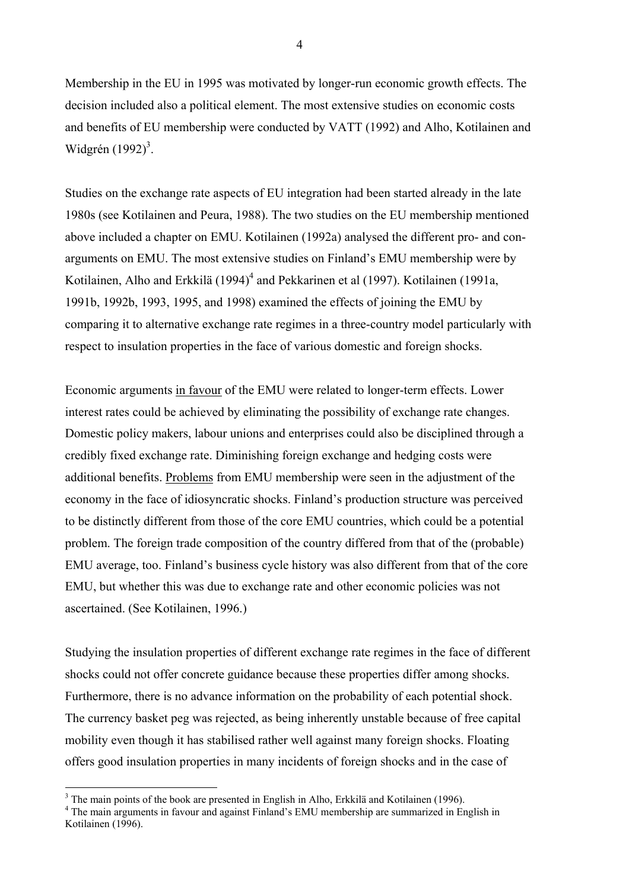Membership in the EU in 1995 was motivated by longer-run economic growth effects. The decision included also a political element. The most extensive studies on economic costs and benefits of EU membership were conducted by VATT (1992) and Alho, Kotilainen and Widgrén (1992)[3].

Studies on the exchange rate aspects of EU integration had been started already in the late 1980s (see Kotilainen and Peura, 1988). The two studies on the EU membership mentioned above included a chapter on EMU. Kotilainen (1992a) analysed the different pro- and con-arguments on EMU. The most extensive studies on Finland's EMU membership were by Kotilainen, Alho and Erkkilä (1994)[4] and Pekkarinen et al (1997). Kotilainen (1991a, 1991b, 1992b, 1993, 1995, and 1998) examined the effects of joining the EMU by comparing it to alternative exchange rate regimes in a three-country model particularly with respect to insulation properties in the face of various domestic and foreign shocks.

Economic arguments <u>in favour</u> of the EMU were related to longer-term effects. Lower interest rates could be achieved by eliminating the possibility of exchange rate changes. Domestic policy makers, labour unions and enterprises could also be disciplined through a credibly fixed exchange rate. Diminishing foreign exchange and hedging costs were additional benefits. <u>Problems</u> from EMU membership were seen in the adjustment of the economy in the face of idiosyncratic shocks. Finland's production structure was perceived to be distinctly different from those of the core EMU countries, which could be a potential problem. The foreign trade composition of the country differed from that of the (probable) EMU average, too. Finland's business cycle history was also different from that of the core EMU, but whether this was due to exchange rate and other economic policies was not ascertained. (See Kotilainen, 1996.)

Studying the insulation properties of different exchange rate regimes in the face of different shocks could not offer concrete guidance because these properties differ among shocks. Furthermore, there is no advance information on the probability of each potential shock. The currency basket peg was rejected, as being inherently unstable because of free capital mobility even though it has stabilised rather well against many foreign shocks. Floating offers good insulation properties in many incidents of foreign shocks and in the case of

---

[3] The main points of the book are presented in English in Alho, Erkkilä and Kotilainen (1996).

[4] The main arguments in favour and against Finland's EMU membership are summarized in English in Kotilainen (1996).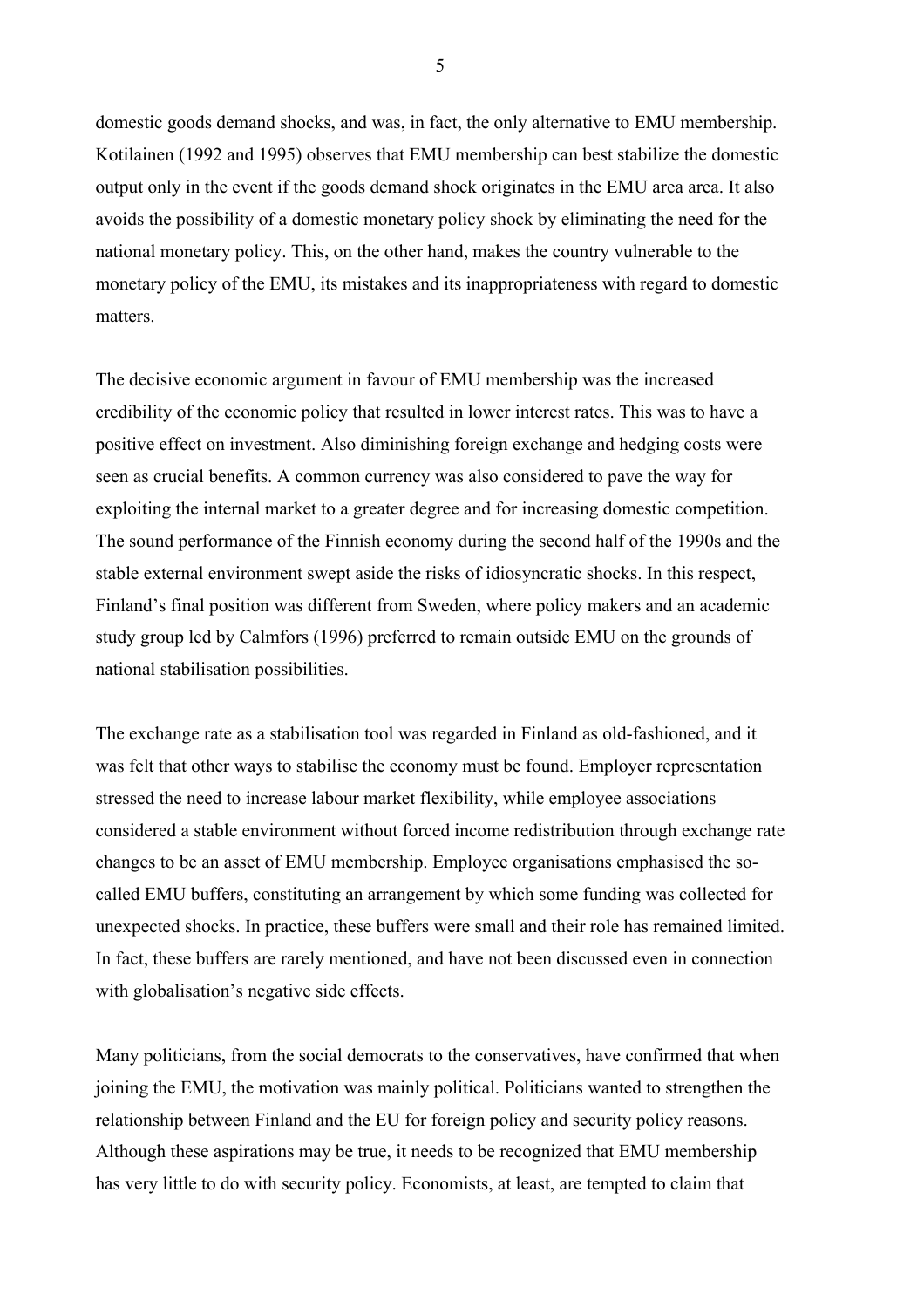domestic goods demand shocks, and was, in fact, the only alternative to EMU membership. Kotilainen (1992 and 1995) observes that EMU membership can best stabilize the domestic output only in the event if the goods demand shock originates in the EMU area area. It also avoids the possibility of a domestic monetary policy shock by eliminating the need for the national monetary policy. This, on the other hand, makes the country vulnerable to the monetary policy of the EMU, its mistakes and its inappropriateness with regard to domestic matters.

The decisive economic argument in favour of EMU membership was the increased credibility of the economic policy that resulted in lower interest rates. This was to have a positive effect on investment. Also diminishing foreign exchange and hedging costs were seen as crucial benefits. A common currency was also considered to pave the way for exploiting the internal market to a greater degree and for increasing domestic competition. The sound performance of the Finnish economy during the second half of the 1990s and the stable external environment swept aside the risks of idiosyncratic shocks. In this respect, Finland's final position was different from Sweden, where policy makers and an academic study group led by Calmfors (1996) preferred to remain outside EMU on the grounds of national stabilisation possibilities.

The exchange rate as a stabilisation tool was regarded in Finland as old-fashioned, and it was felt that other ways to stabilise the economy must be found. Employer representation stressed the need to increase labour market flexibility, while employee associations considered a stable environment without forced income redistribution through exchange rate changes to be an asset of EMU membership. Employee organisations emphasised the so-called EMU buffers, constituting an arrangement by which some funding was collected for unexpected shocks. In practice, these buffers were small and their role has remained limited. In fact, these buffers are rarely mentioned, and have not been discussed even in connection with globalisation's negative side effects.

Many politicians, from the social democrats to the conservatives, have confirmed that when joining the EMU, the motivation was mainly political. Politicians wanted to strengthen the relationship between Finland and the EU for foreign policy and security policy reasons. Although these aspirations may be true, it needs to be recognized that EMU membership has very little to do with security policy. Economists, at least, are tempted to claim that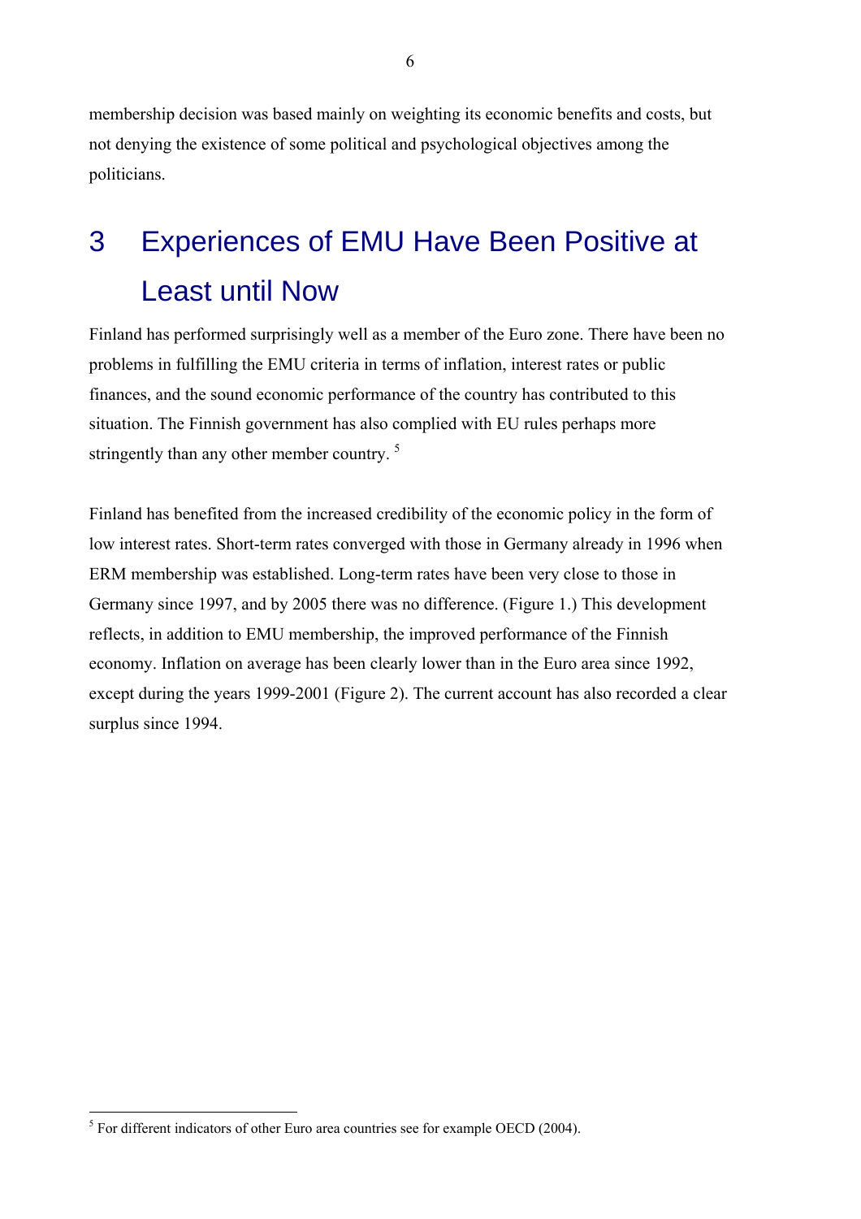membership decision was based mainly on weighting its economic benefits and costs, but not denying the existence of some political and psychological objectives among the politicians.

# 3 Experiences of EMU Have Been Positive at Least until Now

Finland has performed surprisingly well as a member of the Euro zone. There have been no problems in fulfilling the EMU criteria in terms of inflation, interest rates or public finances, and the sound economic performance of the country has contributed to this situation. The Finnish government has also complied with EU rules perhaps more stringently than any other member country. [5]

Finland has benefited from the increased credibility of the economic policy in the form of low interest rates. Short-term rates converged with those in Germany already in 1996 when ERM membership was established. Long-term rates have been very close to those in Germany since 1997, and by 2005 there was no difference. (Figure 1.) This development reflects, in addition to EMU membership, the improved performance of the Finnish economy. Inflation on average has been clearly lower than in the Euro area since 1992, except during the years 1999-2001 (Figure 2). The current account has also recorded a clear surplus since 1994.

[5] For different indicators of other Euro area countries see for example OECD (2004).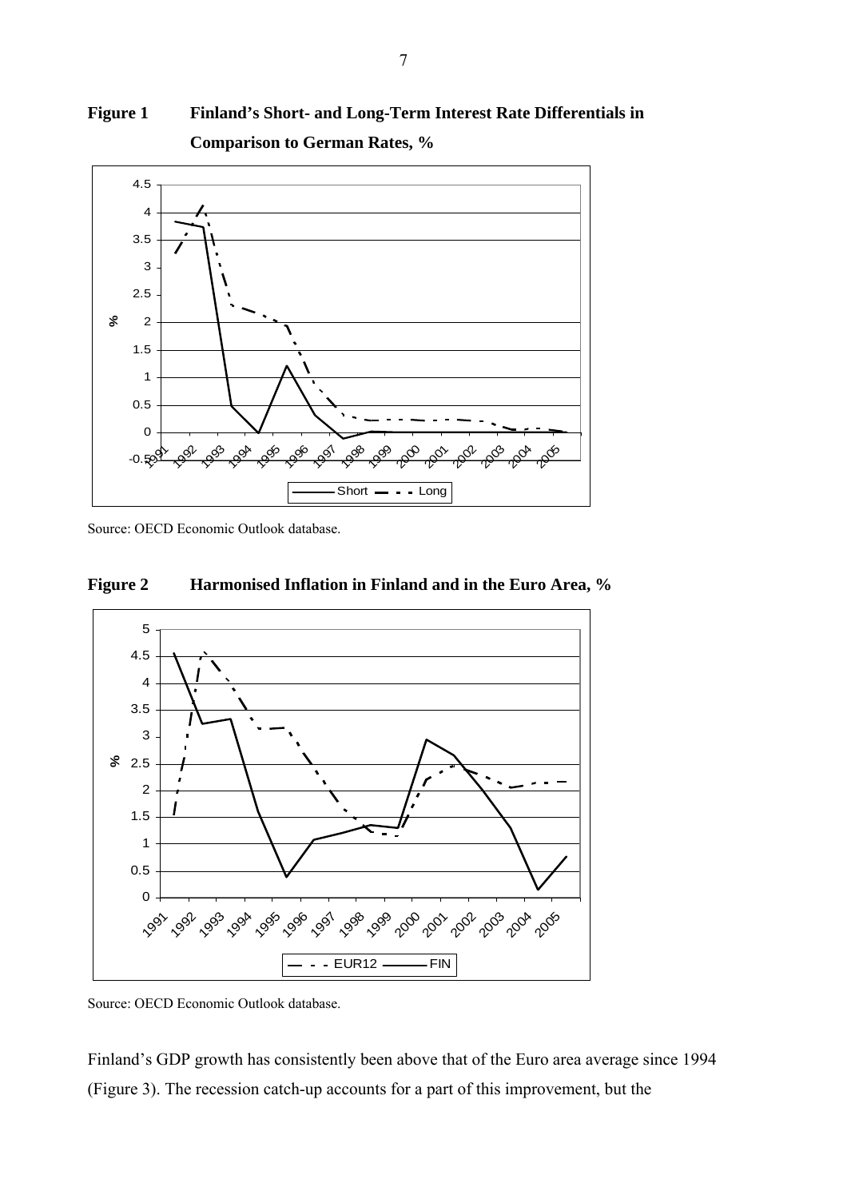**Figure 1 Finland's Short- and Long-Term Interest Rate Differentials in Comparison to German Rates, %**

Source: OECD Economic Outlook database.

**Figure 2 Harmonised Inflation in Finland and in the Euro Area, %**

Source: OECD Economic Outlook database.

Finland's GDP growth has consistently been above that of the Euro area average since 1994 (Figure 3). The recession catch-up accounts for a part of this improvement, but the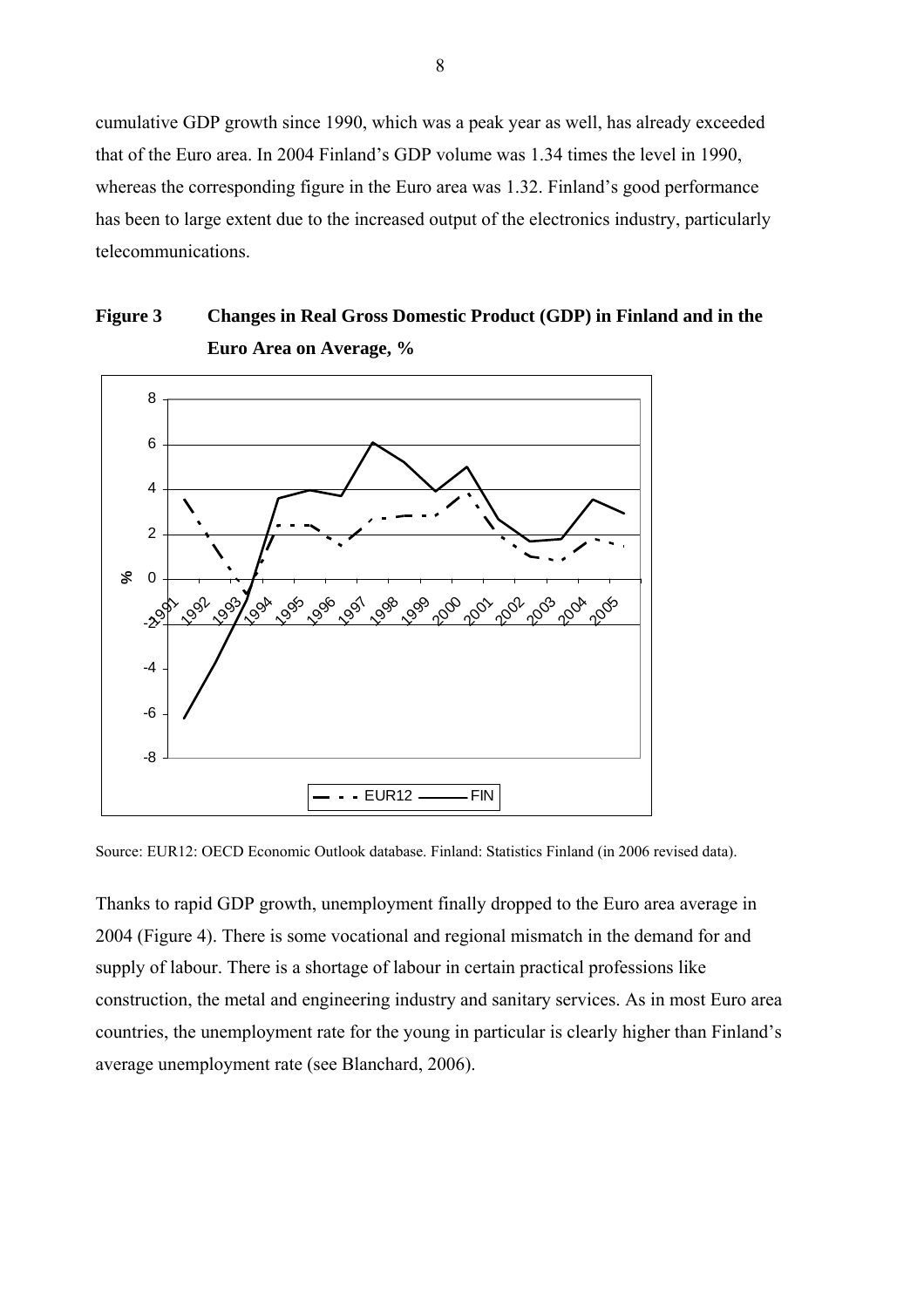cumulative GDP growth since 1990, which was a peak year as well, has already exceeded that of the Euro area. In 2004 Finland's GDP volume was 1.34 times the level in 1990, whereas the corresponding figure in the Euro area was 1.32. Finland's good performance has been to large extent due to the increased output of the electronics industry, particularly telecommunications.

**Figure 3 Changes in Real Gross Domestic Product (GDP) in Finland and in the Euro Area on Average, %**

Source: EUR12: OECD Economic Outlook database. Finland: Statistics Finland (in 2006 revised data).

Thanks to rapid GDP growth, unemployment finally dropped to the Euro area average in 2004 (Figure 4). There is some vocational and regional mismatch in the demand for and supply of labour. There is a shortage of labour in certain practical professions like construction, the metal and engineering industry and sanitary services. As in most Euro area countries, the unemployment rate for the young in particular is clearly higher than Finland's average unemployment rate (see Blanchard, 2006).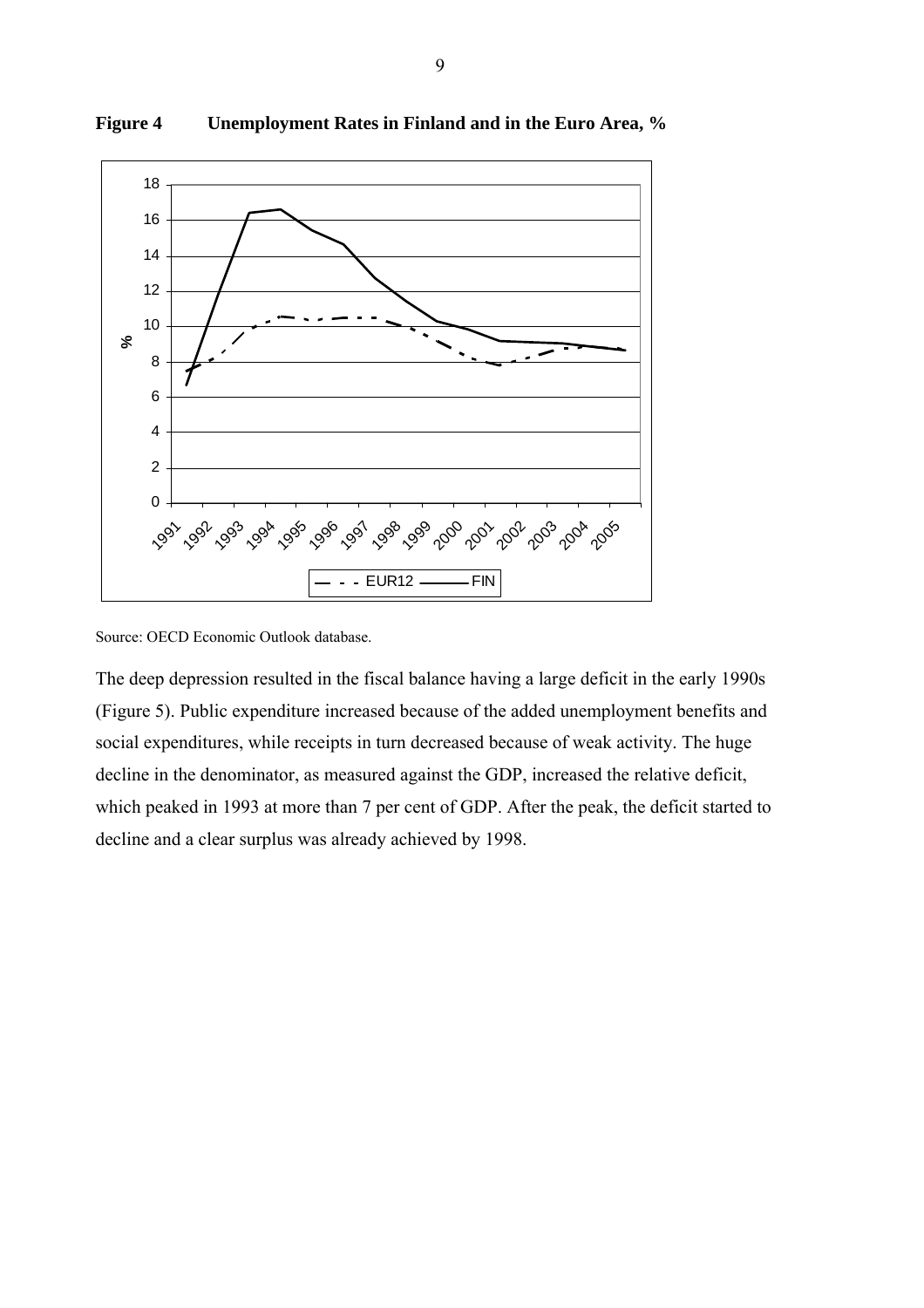**Figure 4 Unemployment Rates in Finland and in the Euro Area, %**

Source: OECD Economic Outlook database.

The deep depression resulted in the fiscal balance having a large deficit in the early 1990s (Figure 5). Public expenditure increased because of the added unemployment benefits and social expenditures, while receipts in turn decreased because of weak activity. The huge decline in the denominator, as measured against the GDP, increased the relative deficit, which peaked in 1993 at more than 7 per cent of GDP. After the peak, the deficit started to decline and a clear surplus was already achieved by 1998.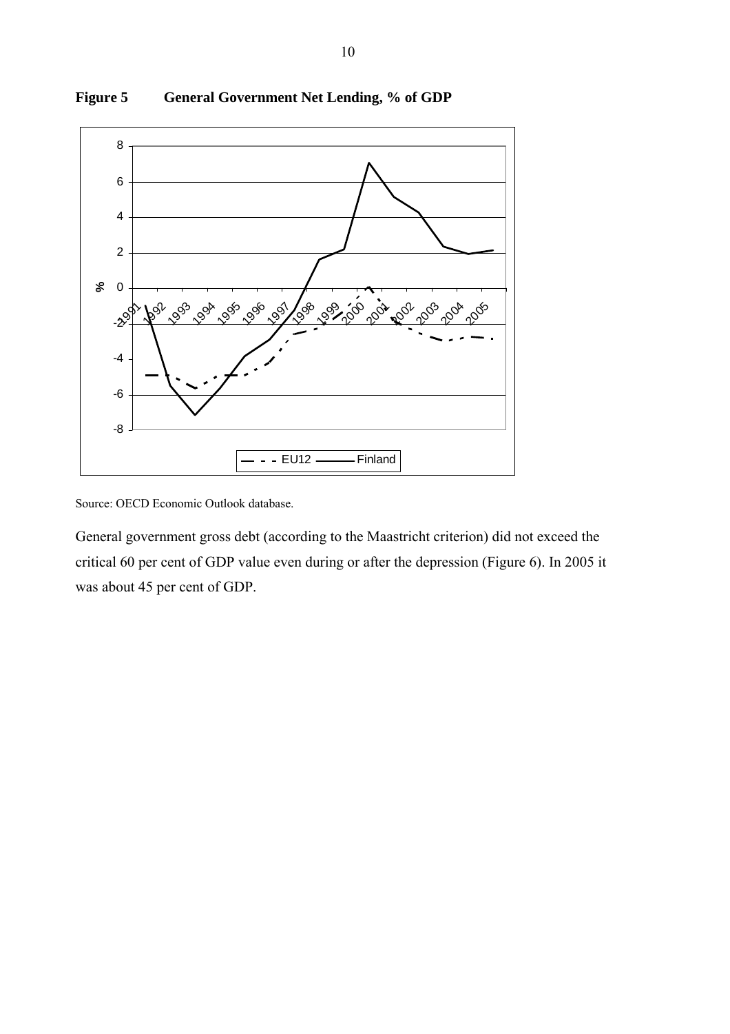**Figure 5 General Government Net Lending, % of GDP**

Source: OECD Economic Outlook database.

General government gross debt (according to the Maastricht criterion) did not exceed the critical 60 per cent of GDP value even during or after the depression (Figure 6). In 2005 it was about 45 per cent of GDP.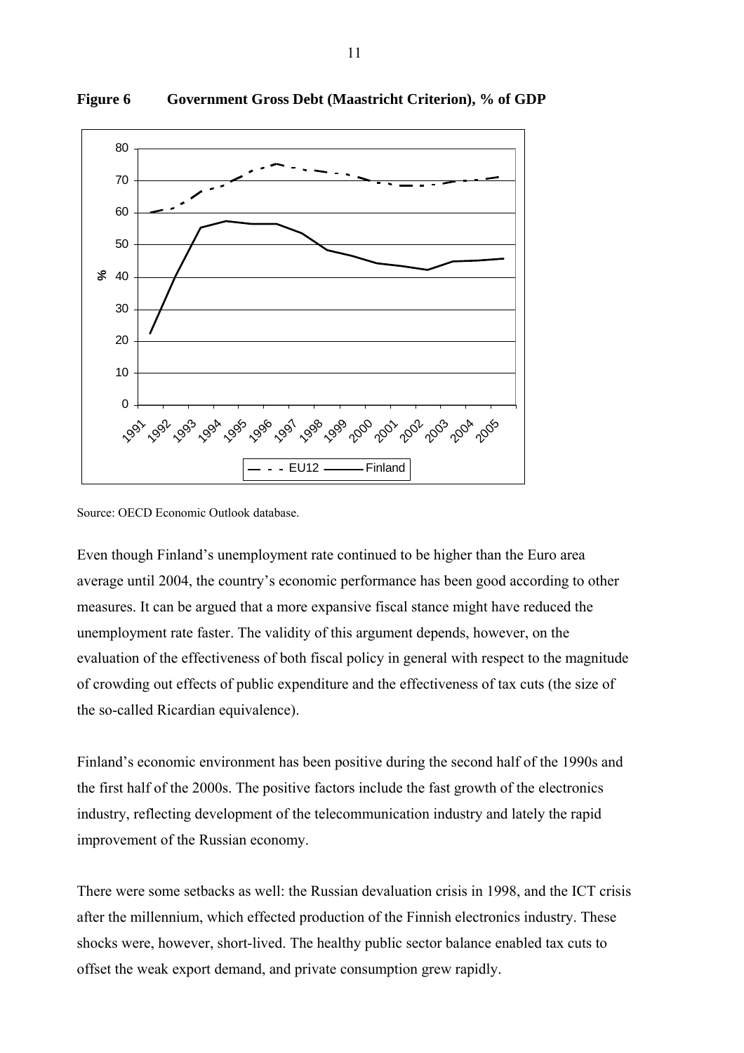**Figure 6 Government Gross Debt (Maastricht Criterion), % of GDP**

Source: OECD Economic Outlook database.

Even though Finland's unemployment rate continued to be higher than the Euro area average until 2004, the country's economic performance has been good according to other measures. It can be argued that a more expansive fiscal stance might have reduced the unemployment rate faster. The validity of this argument depends, however, on the evaluation of the effectiveness of both fiscal policy in general with respect to the magnitude of crowding out effects of public expenditure and the effectiveness of tax cuts (the size of the so-called Ricardian equivalence).

Finland's economic environment has been positive during the second half of the 1990s and the first half of the 2000s. The positive factors include the fast growth of the electronics industry, reflecting development of the telecommunication industry and lately the rapid improvement of the Russian economy.

There were some setbacks as well: the Russian devaluation crisis in 1998, and the ICT crisis after the millennium, which effected production of the Finnish electronics industry. These shocks were, however, short-lived. The healthy public sector balance enabled tax cuts to offset the weak export demand, and private consumption grew rapidly.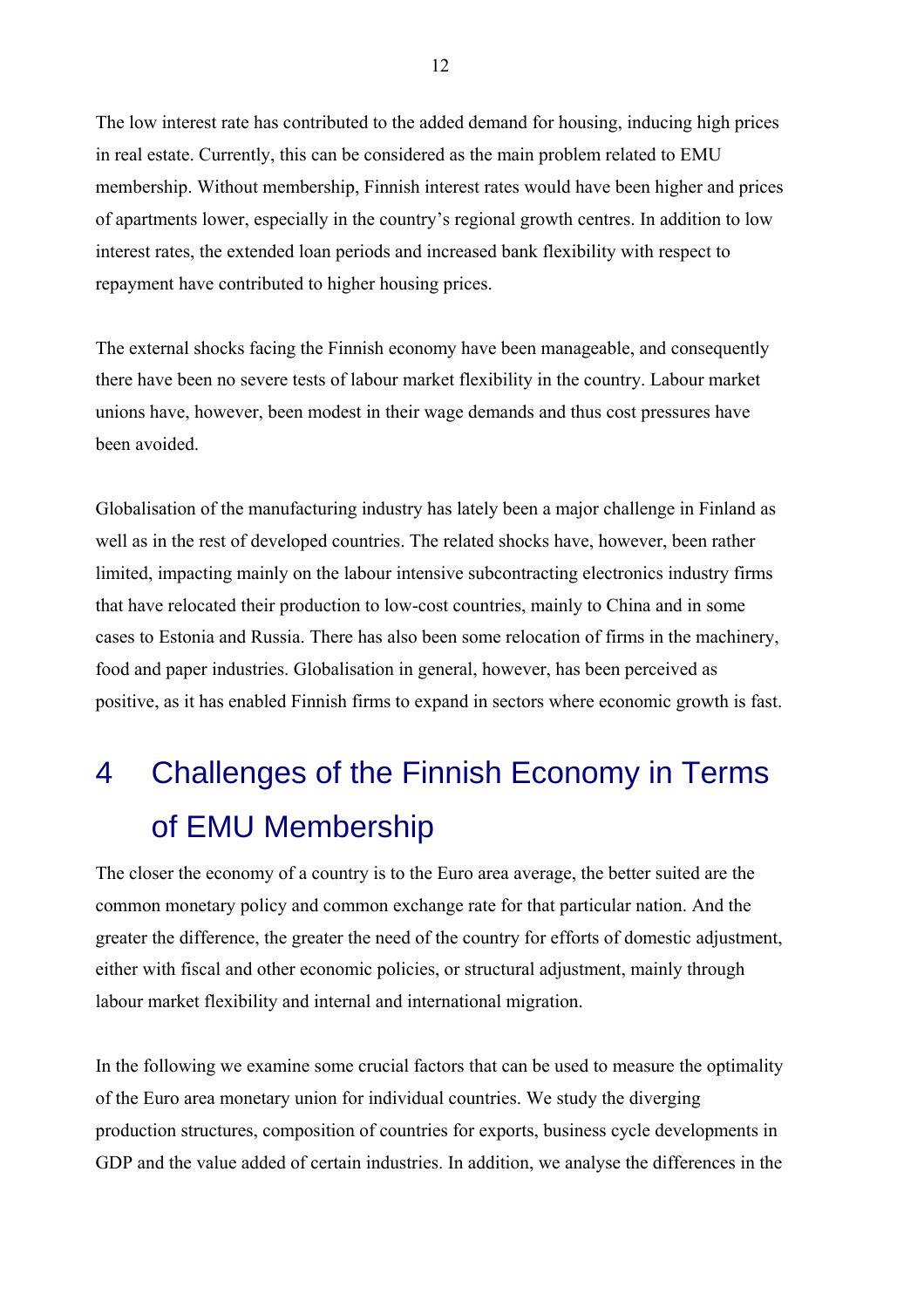The low interest rate has contributed to the added demand for housing, inducing high prices in real estate. Currently, this can be considered as the main problem related to EMU membership. Without membership, Finnish interest rates would have been higher and prices of apartments lower, especially in the country's regional growth centres. In addition to low interest rates, the extended loan periods and increased bank flexibility with respect to repayment have contributed to higher housing prices.

The external shocks facing the Finnish economy have been manageable, and consequently there have been no severe tests of labour market flexibility in the country. Labour market unions have, however, been modest in their wage demands and thus cost pressures have been avoided.

Globalisation of the manufacturing industry has lately been a major challenge in Finland as well as in the rest of developed countries. The related shocks have, however, been rather limited, impacting mainly on the labour intensive subcontracting electronics industry firms that have relocated their production to low-cost countries, mainly to China and in some cases to Estonia and Russia. There has also been some relocation of firms in the machinery, food and paper industries. Globalisation in general, however, has been perceived as positive, as it has enabled Finnish firms to expand in sectors where economic growth is fast.

# 4 Challenges of the Finnish Economy in Terms of EMU Membership

The closer the economy of a country is to the Euro area average, the better suited are the common monetary policy and common exchange rate for that particular nation. And the greater the difference, the greater the need of the country for efforts of domestic adjustment, either with fiscal and other economic policies, or structural adjustment, mainly through labour market flexibility and internal and international migration.

In the following we examine some crucial factors that can be used to measure the optimality of the Euro area monetary union for individual countries. We study the diverging production structures, composition of countries for exports, business cycle developments in GDP and the value added of certain industries. In addition, we analyse the differences in the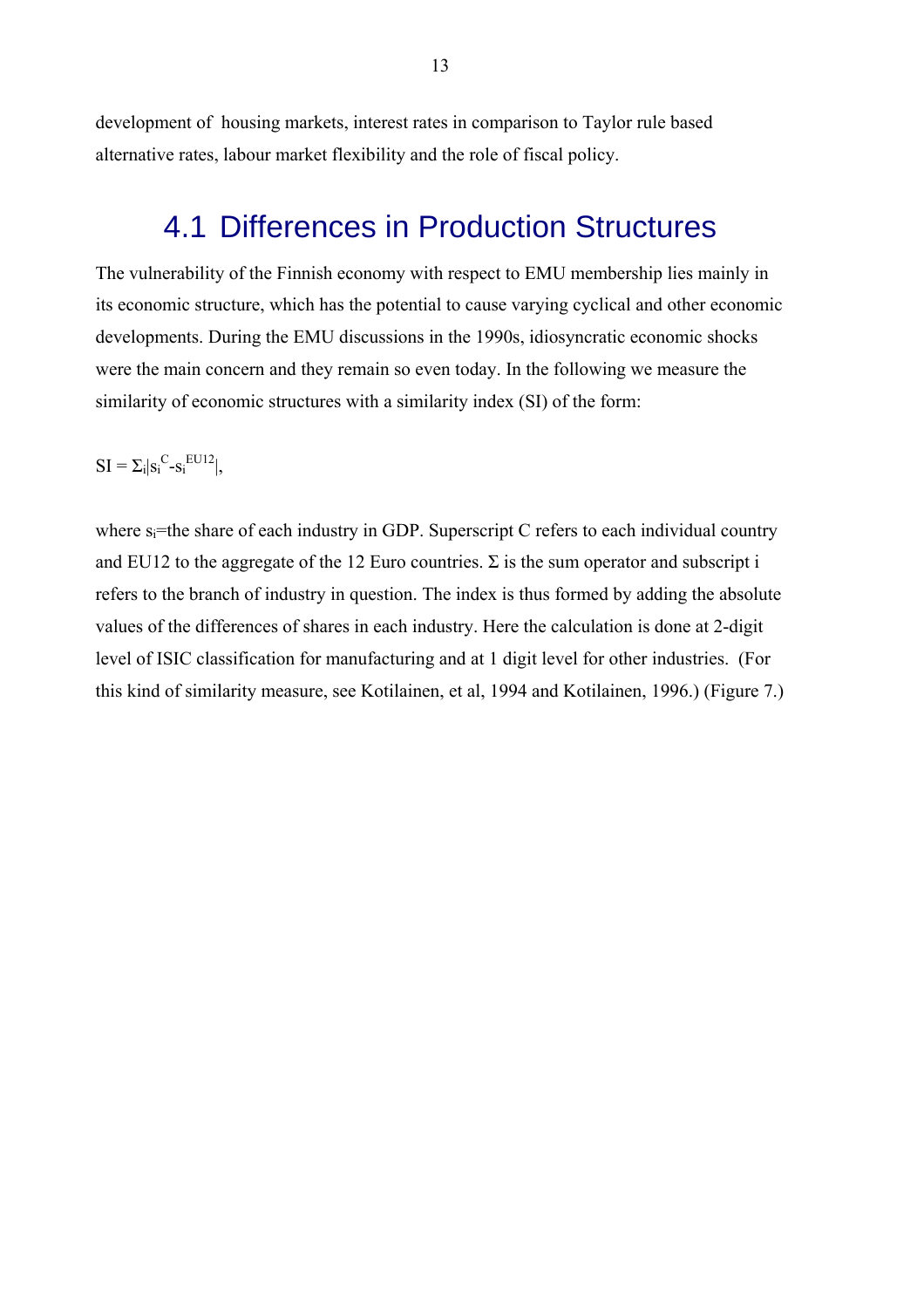development of housing markets, interest rates in comparison to Taylor rule based alternative rates, labour market flexibility and the role of fiscal policy.

## 4.1 Differences in Production Structures

The vulnerability of the Finnish economy with respect to EMU membership lies mainly in its economic structure, which has the potential to cause varying cyclical and other economic developments. During the EMU discussions in the 1990s, idiosyncratic economic shocks were the main concern and they remain so even today. In the following we measure the similarity of economic structures with a similarity index (SI) of the form:

$$SI = \Sigma_i |s_i^C - s_i^{EU12}|,$$

where $s_i$=the share of each industry in GDP. Superscript C refers to each individual country and EU12 to the aggregate of the 12 Euro countries. $\Sigma$ is the sum operator and subscript i refers to the branch of industry in question. The index is thus formed by adding the absolute values of the differences of shares in each industry. Here the calculation is done at 2-digit level of ISIC classification for manufacturing and at 1 digit level for other industries. (For this kind of similarity measure, see Kotilainen, et al, 1994 and Kotilainen, 1996.) (Figure 7.)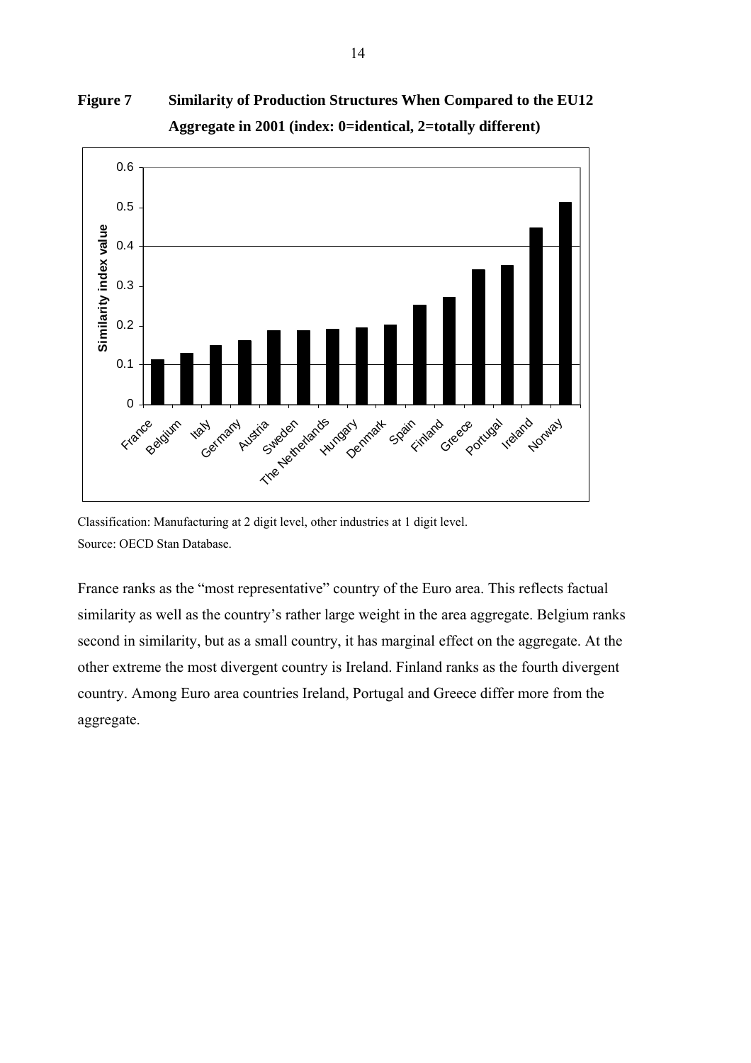**Figure 7 Similarity of Production Structures When Compared to the EU12 Aggregate in 2001 (index: 0=identical, 2=totally different)**

Classification: Manufacturing at 2 digit level, other industries at 1 digit level.
Source: OECD Stan Database.

France ranks as the "most representative" country of the Euro area. This reflects factual similarity as well as the country's rather large weight in the area aggregate. Belgium ranks second in similarity, but as a small country, it has marginal effect on the aggregate. At the other extreme the most divergent country is Ireland. Finland ranks as the fourth divergent country. Among Euro area countries Ireland, Portugal and Greece differ more from the aggregate.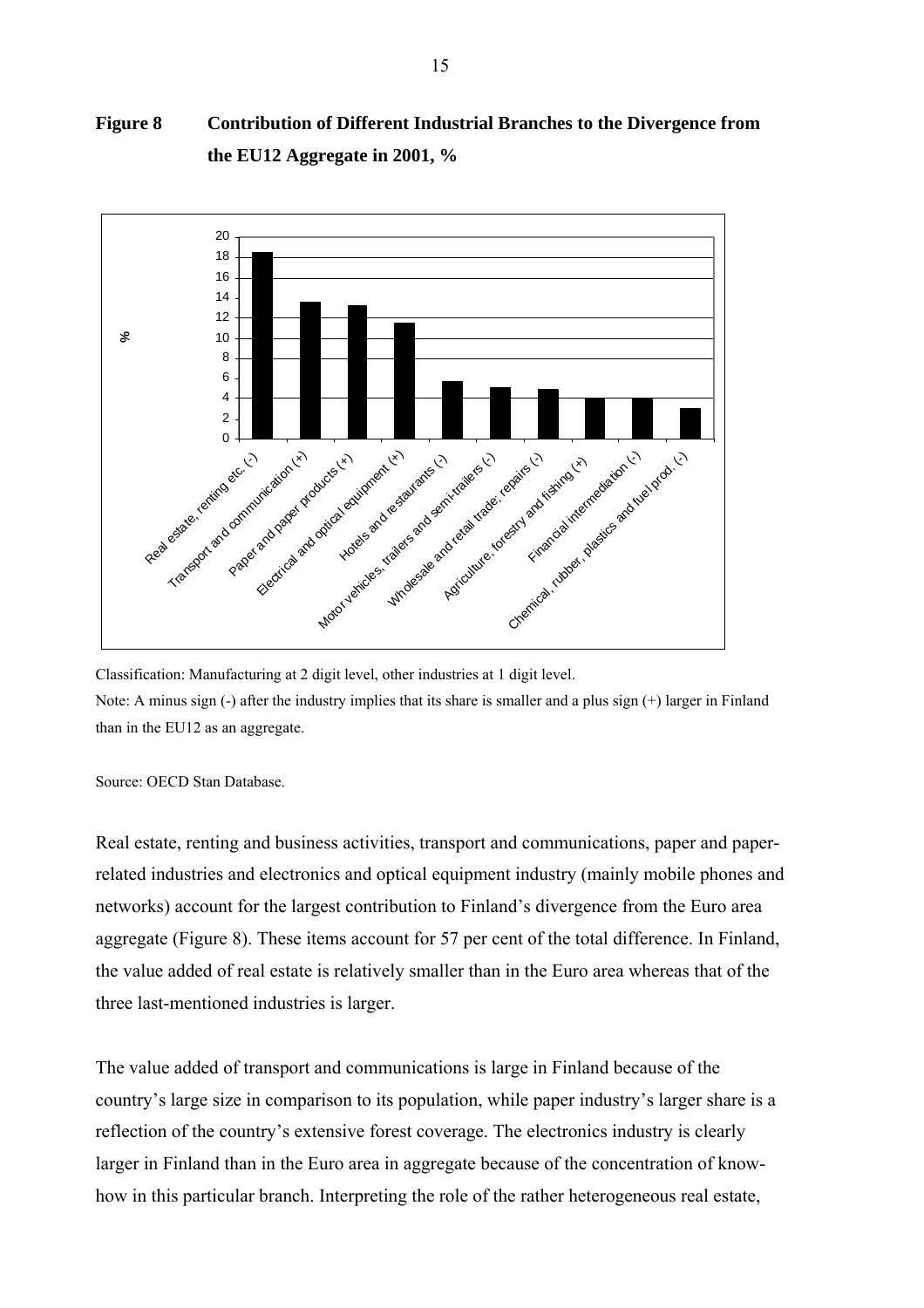**Figure 8 Contribution of Different Industrial Branches to the Divergence from the EU12 Aggregate in 2001, %**

Classification: Manufacturing at 2 digit level, other industries at 1 digit level.

Note: A minus sign (-) after the industry implies that its share is smaller and a plus sign (+) larger in Finland than in the EU12 as an aggregate.

Source: OECD Stan Database.

Real estate, renting and business activities, transport and communications, paper and paper-related industries and electronics and optical equipment industry (mainly mobile phones and networks) account for the largest contribution to Finland's divergence from the Euro area aggregate (Figure 8). These items account for 57 per cent of the total difference. In Finland, the value added of real estate is relatively smaller than in the Euro area whereas that of the three last-mentioned industries is larger.

The value added of transport and communications is large in Finland because of the country's large size in comparison to its population, while paper industry's larger share is a reflection of the country's extensive forest coverage. The electronics industry is clearly larger in Finland than in the Euro area in aggregate because of the concentration of know-how in this particular branch. Interpreting the role of the rather heterogeneous real estate,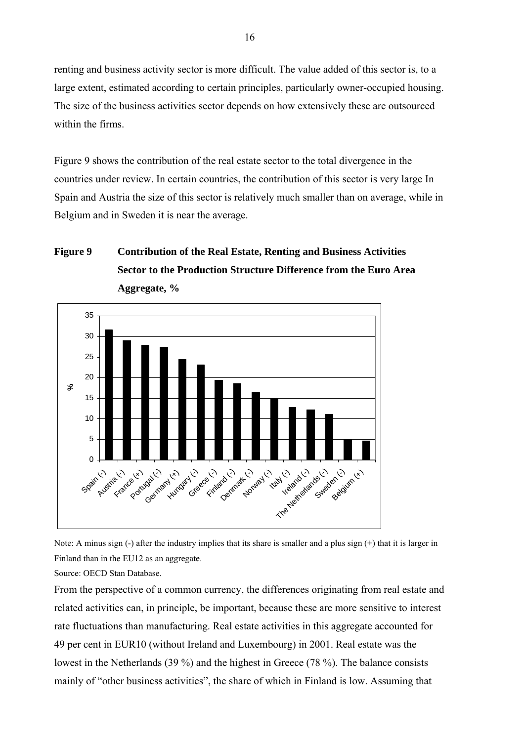renting and business activity sector is more difficult. The value added of this sector is, to a large extent, estimated according to certain principles, particularly owner-occupied housing. The size of the business activities sector depends on how extensively these are outsourced within the firms.

Figure 9 shows the contribution of the real estate sector to the total divergence in the countries under review. In certain countries, the contribution of this sector is very large In Spain and Austria the size of this sector is relatively much smaller than on average, while in Belgium and in Sweden it is near the average.

**Figure 9 Contribution of the Real Estate, Renting and Business Activities Sector to the Production Structure Difference from the Euro Area Aggregate, %**

Note: A minus sign (-) after the industry implies that its share is smaller and a plus sign (+) that it is larger in Finland than in the EU12 as an aggregate.

Source: OECD Stan Database.

From the perspective of a common currency, the differences originating from real estate and related activities can, in principle, be important, because these are more sensitive to interest rate fluctuations than manufacturing. Real estate activities in this aggregate accounted for 49 per cent in EUR10 (without Ireland and Luxembourg) in 2001. Real estate was the lowest in the Netherlands (39 %) and the highest in Greece (78 %). The balance consists mainly of "other business activities", the share of which in Finland is low. Assuming that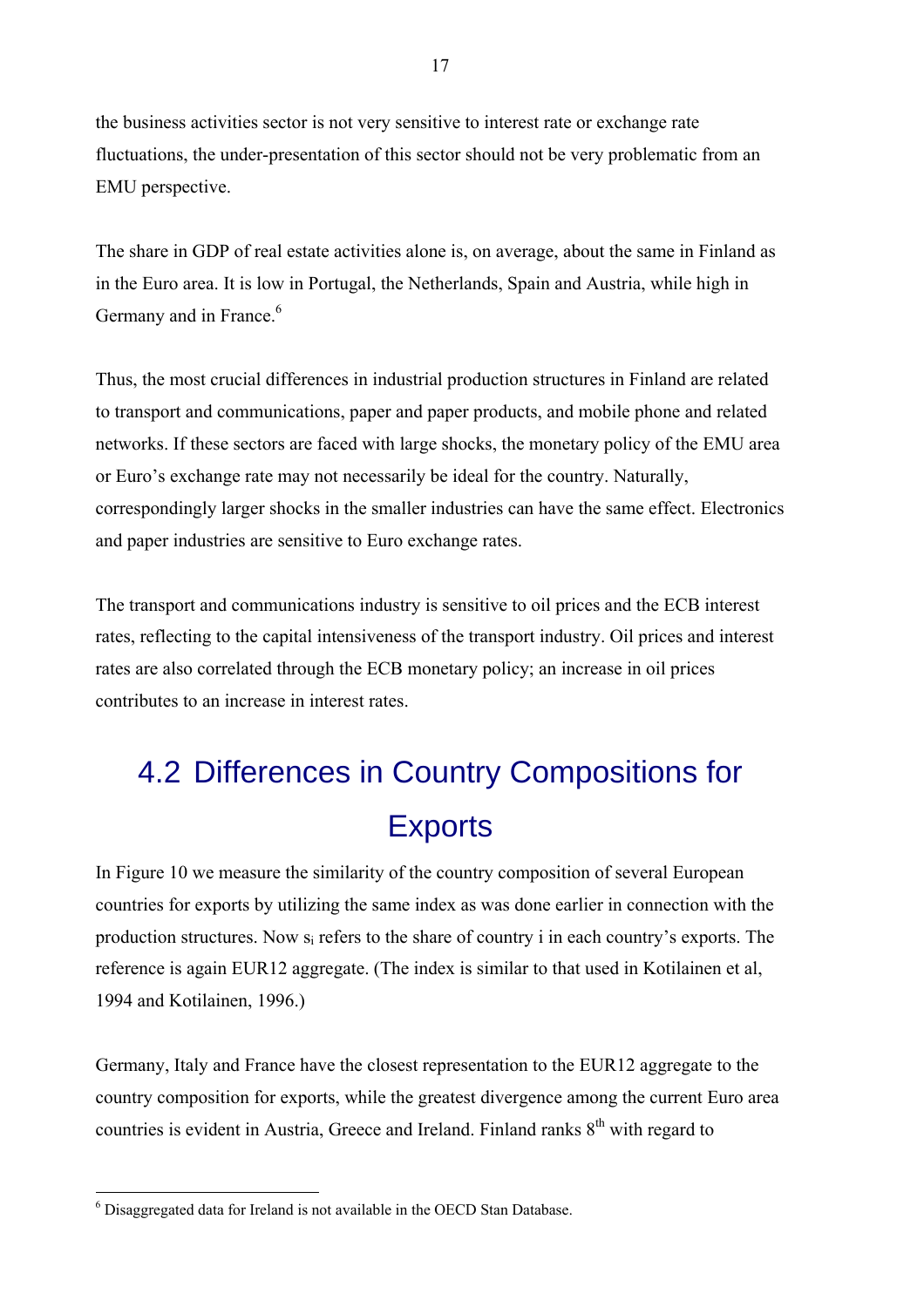the business activities sector is not very sensitive to interest rate or exchange rate fluctuations, the under-presentation of this sector should not be very problematic from an EMU perspective.

The share in GDP of real estate activities alone is, on average, about the same in Finland as in the Euro area. It is low in Portugal, the Netherlands, Spain and Austria, while high in Germany and in France.[6]

Thus, the most crucial differences in industrial production structures in Finland are related to transport and communications, paper and paper products, and mobile phone and related networks. If these sectors are faced with large shocks, the monetary policy of the EMU area or Euro's exchange rate may not necessarily be ideal for the country. Naturally, correspondingly larger shocks in the smaller industries can have the same effect. Electronics and paper industries are sensitive to Euro exchange rates.

The transport and communications industry is sensitive to oil prices and the ECB interest rates, reflecting to the capital intensiveness of the transport industry. Oil prices and interest rates are also correlated through the ECB monetary policy; an increase in oil prices contributes to an increase in interest rates.

## 4.2 Differences in Country Compositions for Exports

In Figure 10 we measure the similarity of the country composition of several European countries for exports by utilizing the same index as was done earlier in connection with the production structures. Now $s_i$ refers to the share of country i in each country's exports. The reference is again EUR12 aggregate. (The index is similar to that used in Kotilainen et al, 1994 and Kotilainen, 1996.)

Germany, Italy and France have the closest representation to the EUR12 aggregate to the country composition for exports, while the greatest divergence among the current Euro area countries is evident in Austria, Greece and Ireland. Finland ranks 8th with regard to

[6] Disaggregated data for Ireland is not available in the OECD Stan Database.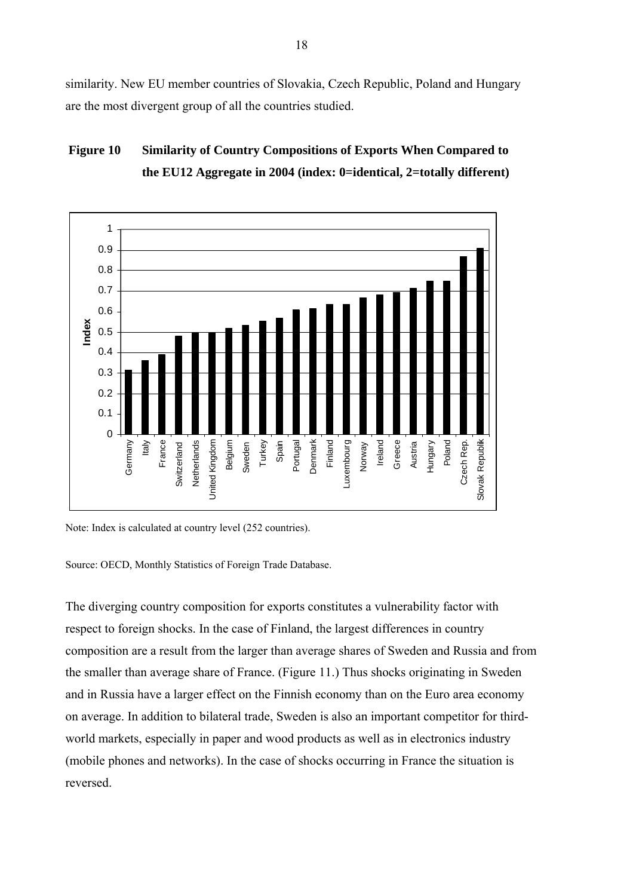similarity. New EU member countries of Slovakia, Czech Republic, Poland and Hungary are the most divergent group of all the countries studied.

**Figure 10 Similarity of Country Compositions of Exports When Compared to the EU12 Aggregate in 2004 (index: 0=identical, 2=totally different)**

Note: Index is calculated at country level (252 countries).

Source: OECD, Monthly Statistics of Foreign Trade Database.

The diverging country composition for exports constitutes a vulnerability factor with respect to foreign shocks. In the case of Finland, the largest differences in country composition are a result from the larger than average shares of Sweden and Russia and from the smaller than average share of France. (Figure 11.) Thus shocks originating in Sweden and in Russia have a larger effect on the Finnish economy than on the Euro area economy on average. In addition to bilateral trade, Sweden is also an important competitor for third-world markets, especially in paper and wood products as well as in electronics industry (mobile phones and networks). In the case of shocks occurring in France the situation is reversed.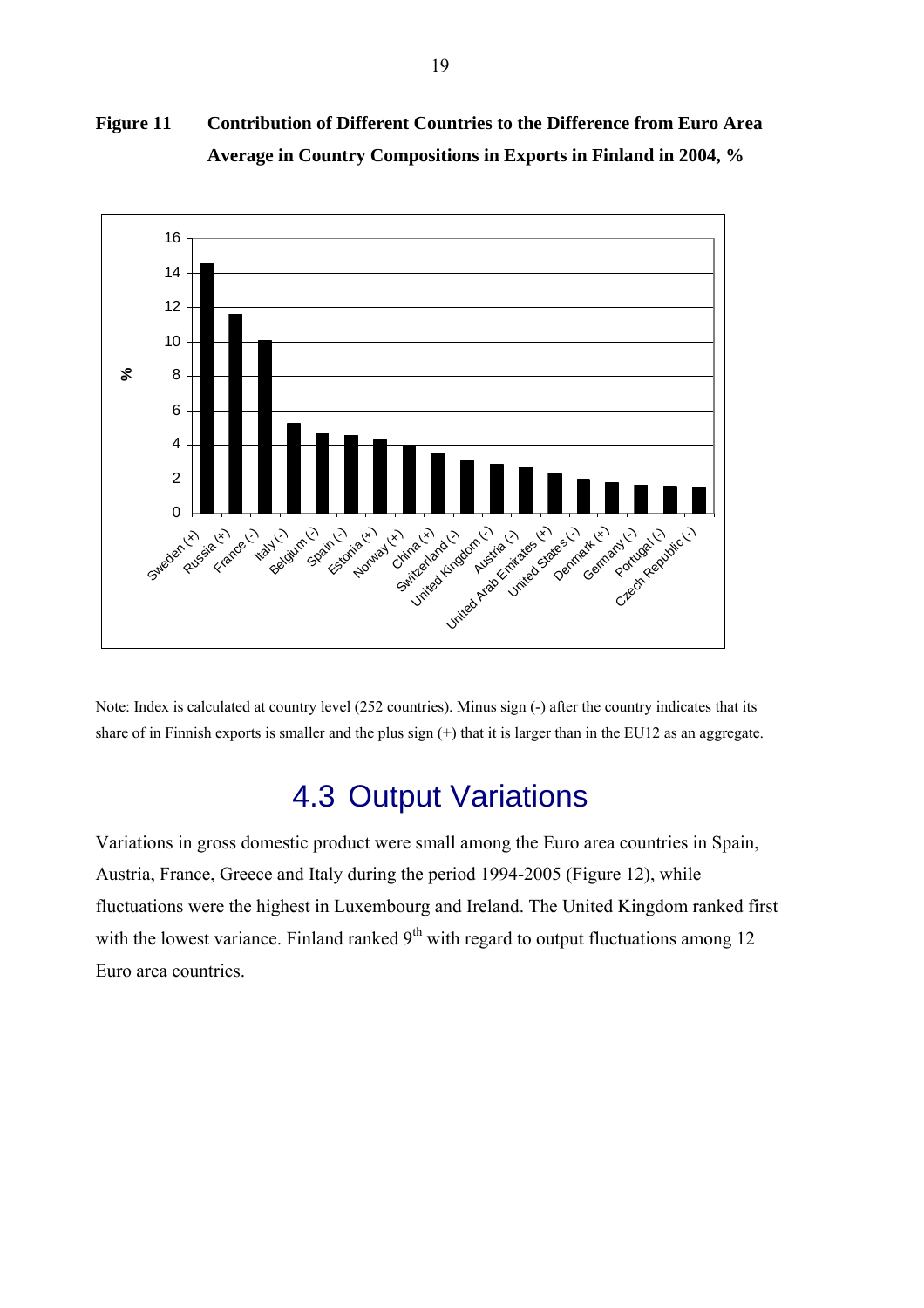**Figure 11 Contribution of Different Countries to the Difference from Euro Area Average in Country Compositions in Exports in Finland in 2004, %**

| Country | % |
|---|---|
| Sweden (+) | 14.5 |
| Russia (+) | 11.6 |
| France (-) | 10.1 |
| Italy (-) | 5.3 |
| Belgium (-) | 4.7 |
| Spain (-) | 4.6 |
| Estonia (+) | 4.3 |
| Norway (+) | 3.9 |
| China (+) | 3.5 |
| Switzerland (-) | 3.1 |
| United Kingdom (-) | 2.9 |
| Austria (-) | 2.7 |
| United Arab Emirates (+) | 2.3 |
| United States (-) | 2.0 |
| Denmark (+) | 1.8 |
| Germany (-) | 1.7 |
| Portugal (-) | 1.6 |
| Czech Republic (-) | 1.5 |

Note: Index is calculated at country level (252 countries). Minus sign (-) after the country indicates that its share of in Finnish exports is smaller and the plus sign (+) that it is larger than in the EU12 as an aggregate.

## 4.3 Output Variations

Variations in gross domestic product were small among the Euro area countries in Spain, Austria, France, Greece and Italy during the period 1994-2005 (Figure 12), while fluctuations were the highest in Luxembourg and Ireland. The United Kingdom ranked first with the lowest variance. Finland ranked 9th with regard to output fluctuations among 12 Euro area countries.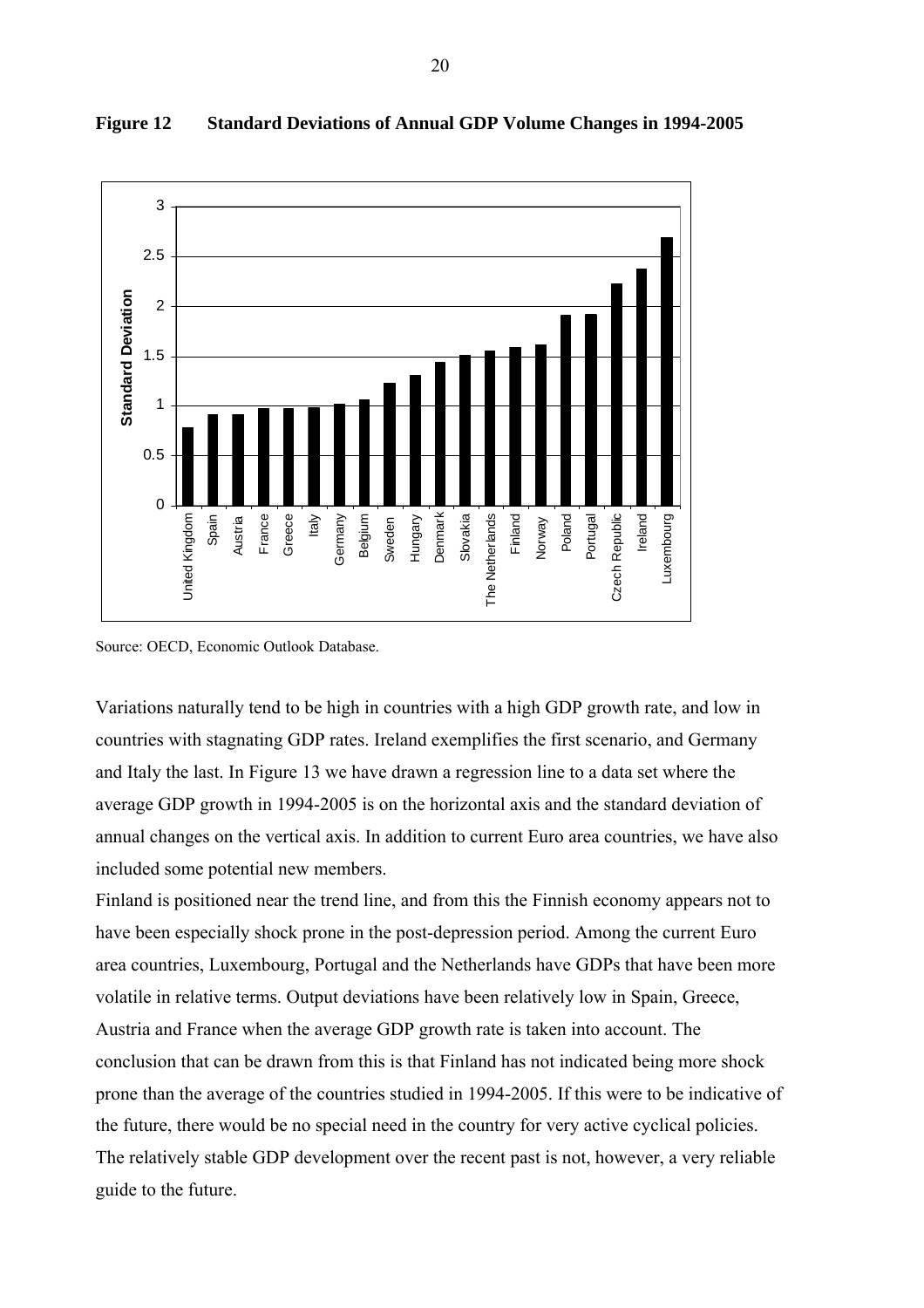**Figure 12 Standard Deviations of Annual GDP Volume Changes in 1994-2005**

Source: OECD, Economic Outlook Database.

Variations naturally tend to be high in countries with a high GDP growth rate, and low in countries with stagnating GDP rates. Ireland exemplifies the first scenario, and Germany and Italy the last. In Figure 13 we have drawn a regression line to a data set where the average GDP growth in 1994-2005 is on the horizontal axis and the standard deviation of annual changes on the vertical axis. In addition to current Euro area countries, we have also included some potential new members.

Finland is positioned near the trend line, and from this the Finnish economy appears not to have been especially shock prone in the post-depression period. Among the current Euro area countries, Luxembourg, Portugal and the Netherlands have GDPs that have been more volatile in relative terms. Output deviations have been relatively low in Spain, Greece, Austria and France when the average GDP growth rate is taken into account. The conclusion that can be drawn from this is that Finland has not indicated being more shock prone than the average of the countries studied in 1994-2005. If this were to be indicative of the future, there would be no special need in the country for very active cyclical policies. The relatively stable GDP development over the recent past is not, however, a very reliable guide to the future.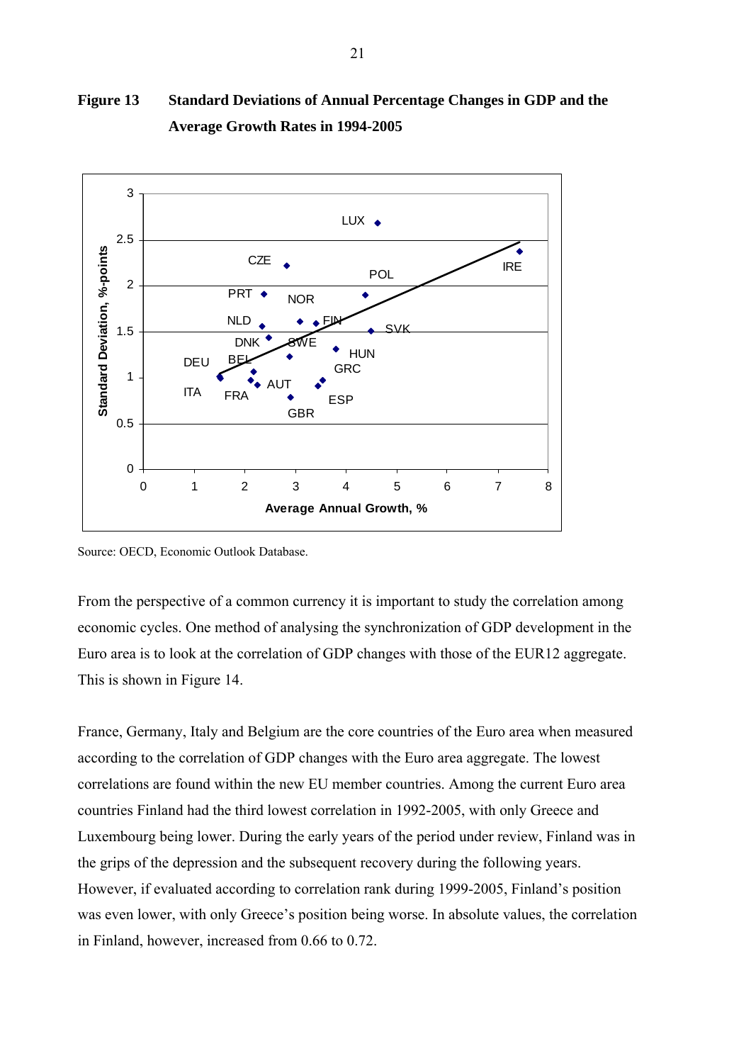**Figure 13 Standard Deviations of Annual Percentage Changes in GDP and the Average Growth Rates in 1994-2005**

Source: OECD, Economic Outlook Database.

From the perspective of a common currency it is important to study the correlation among economic cycles. One method of analysing the synchronization of GDP development in the Euro area is to look at the correlation of GDP changes with those of the EUR12 aggregate. This is shown in Figure 14.

France, Germany, Italy and Belgium are the core countries of the Euro area when measured according to the correlation of GDP changes with the Euro area aggregate. The lowest correlations are found within the new EU member countries. Among the current Euro area countries Finland had the third lowest correlation in 1992-2005, with only Greece and Luxembourg being lower. During the early years of the period under review, Finland was in the grips of the depression and the subsequent recovery during the following years. However, if evaluated according to correlation rank during 1999-2005, Finland's position was even lower, with only Greece's position being worse. In absolute values, the correlation in Finland, however, increased from 0.66 to 0.72.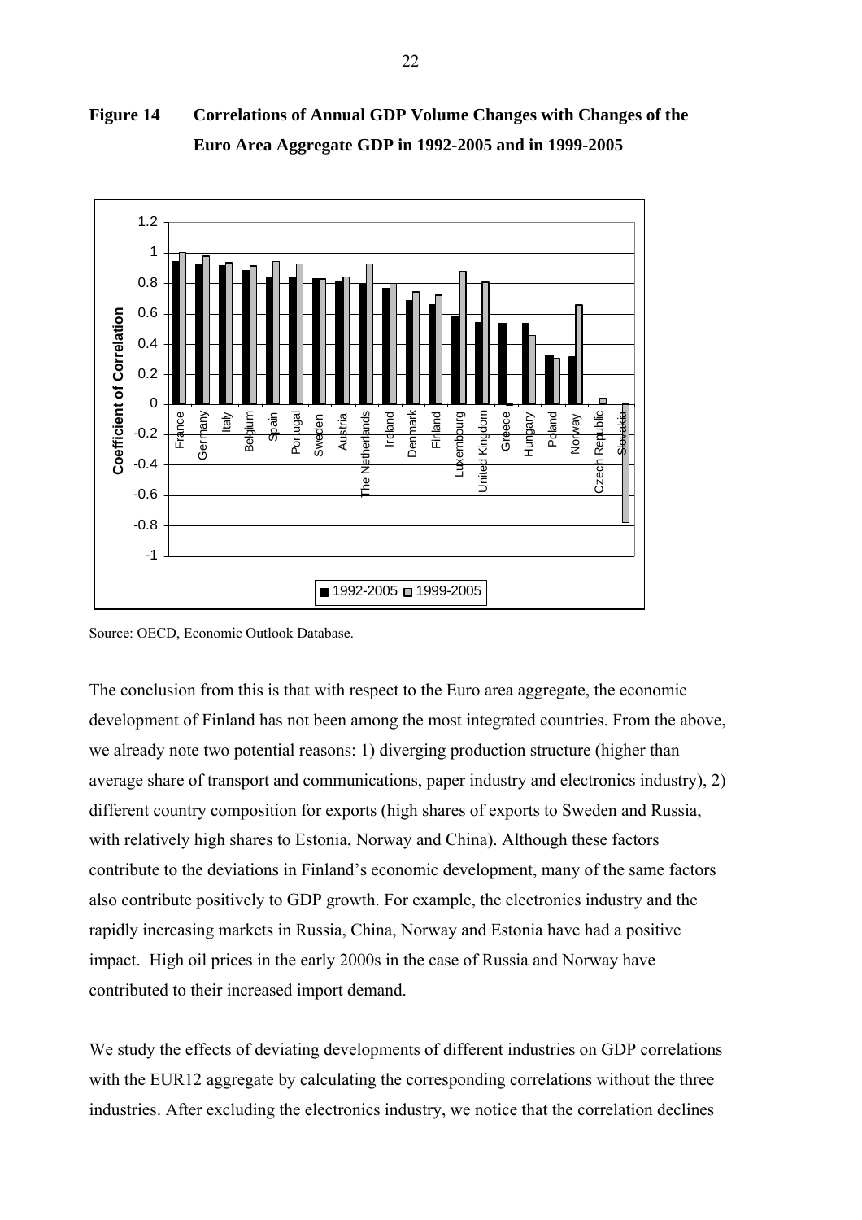**Figure 14 Correlations of Annual GDP Volume Changes with Changes of the Euro Area Aggregate GDP in 1992-2005 and in 1999-2005**

Source: OECD, Economic Outlook Database.

The conclusion from this is that with respect to the Euro area aggregate, the economic development of Finland has not been among the most integrated countries. From the above, we already note two potential reasons: 1) diverging production structure (higher than average share of transport and communications, paper industry and electronics industry), 2) different country composition for exports (high shares of exports to Sweden and Russia, with relatively high shares to Estonia, Norway and China). Although these factors contribute to the deviations in Finland's economic development, many of the same factors also contribute positively to GDP growth. For example, the electronics industry and the rapidly increasing markets in Russia, China, Norway and Estonia have had a positive impact. High oil prices in the early 2000s in the case of Russia and Norway have contributed to their increased import demand.

We study the effects of deviating developments of different industries on GDP correlations with the EUR12 aggregate by calculating the corresponding correlations without the three industries. After excluding the electronics industry, we notice that the correlation declines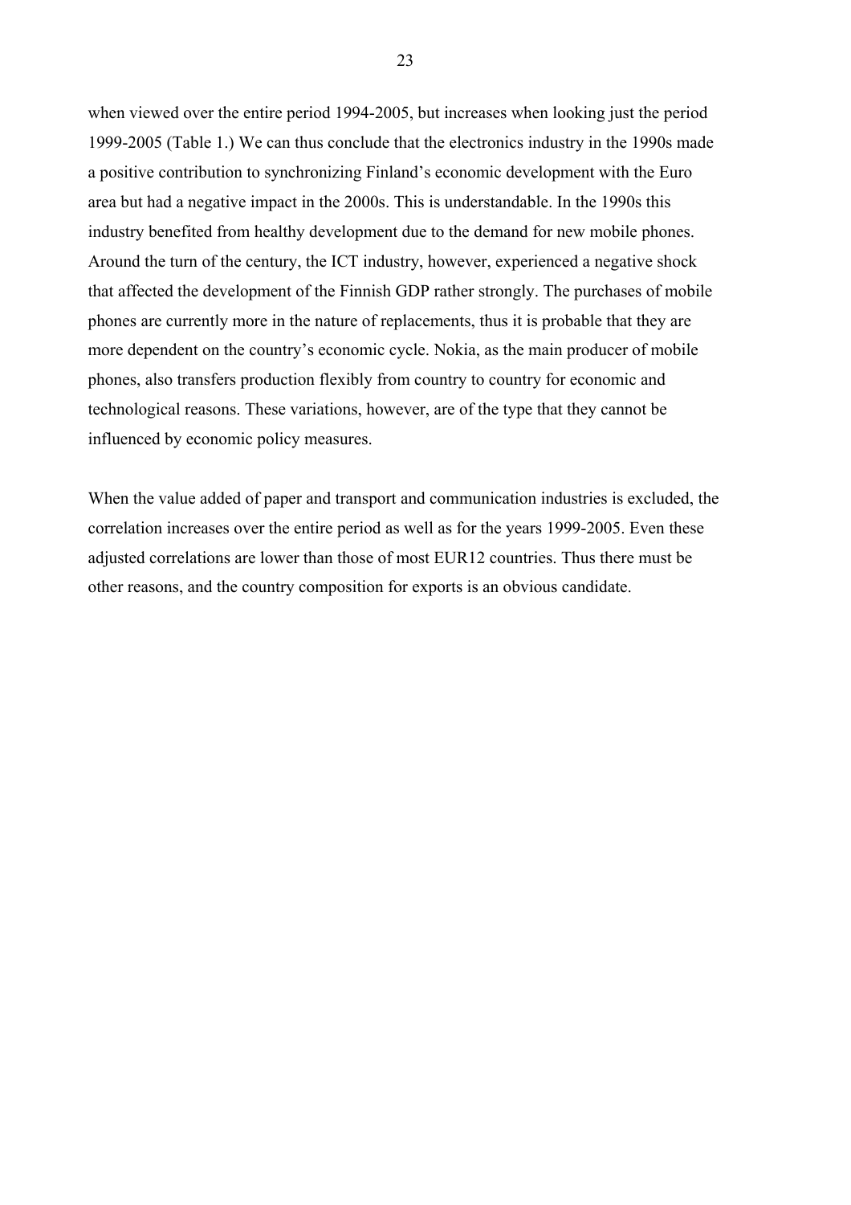when viewed over the entire period 1994-2005, but increases when looking just the period 1999-2005 (Table 1.) We can thus conclude that the electronics industry in the 1990s made a positive contribution to synchronizing Finland's economic development with the Euro area but had a negative impact in the 2000s. This is understandable. In the 1990s this industry benefited from healthy development due to the demand for new mobile phones. Around the turn of the century, the ICT industry, however, experienced a negative shock that affected the development of the Finnish GDP rather strongly. The purchases of mobile phones are currently more in the nature of replacements, thus it is probable that they are more dependent on the country's economic cycle. Nokia, as the main producer of mobile phones, also transfers production flexibly from country to country for economic and technological reasons. These variations, however, are of the type that they cannot be influenced by economic policy measures.

When the value added of paper and transport and communication industries is excluded, the correlation increases over the entire period as well as for the years 1999-2005. Even these adjusted correlations are lower than those of most EUR12 countries. Thus there must be other reasons, and the country composition for exports is an obvious candidate.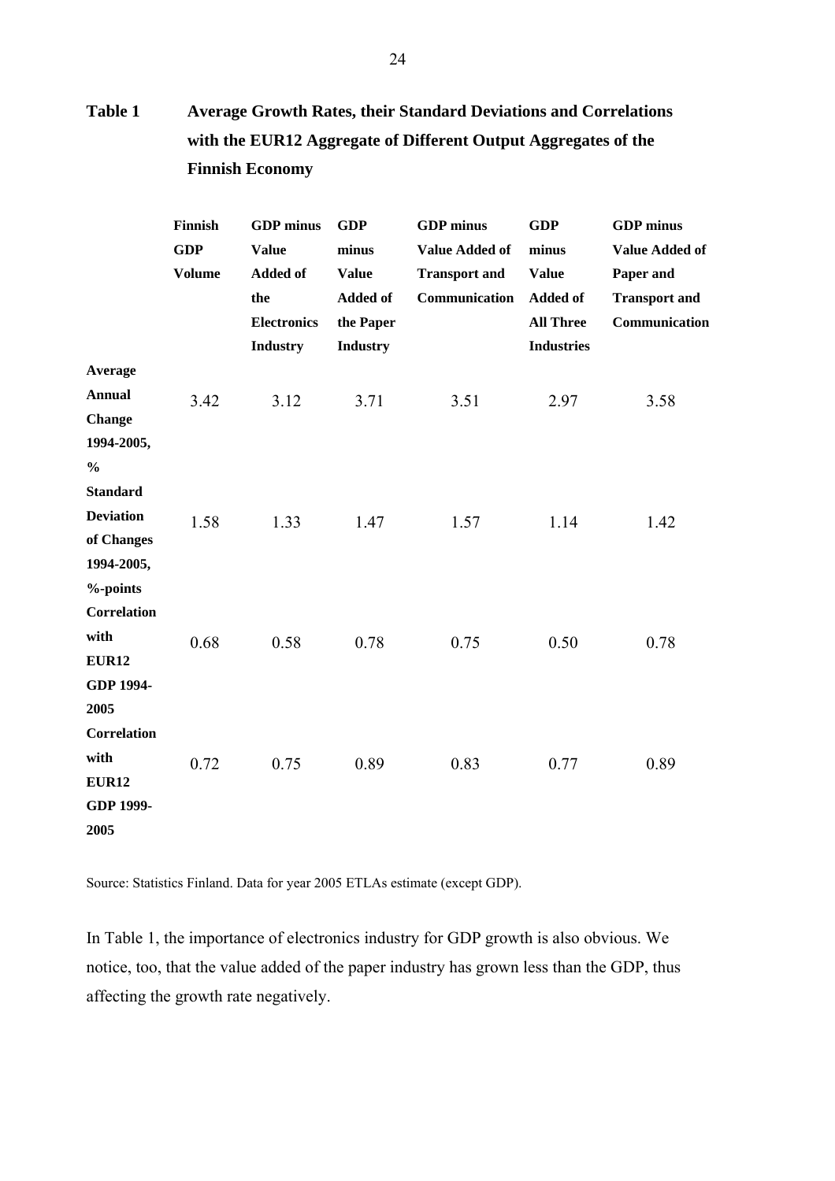**Table 1 Average Growth Rates, their Standard Deviations and Correlations with the EUR12 Aggregate of Different Output Aggregates of the Finnish Economy**

| | Finnish GDP Volume | GDP minus Value Added of the Electronics Industry | GDP minus Value Added of the Paper Industry | GDP minus Value Added of Transport and Communication | GDP minus Value Added of All Three Industries | GDP minus Value Added of Paper and Transport and Communication |
|---|---|---|---|---|---|---|
| **Average Annual Change 1994-2005, %** | 3.42 | 3.12 | 3.71 | 3.51 | 2.97 | 3.58 |
| **Standard Deviation of Changes 1994-2005, %-points** | 1.58 | 1.33 | 1.47 | 1.57 | 1.14 | 1.42 |
| **Correlation with EUR12 GDP 1994-2005** | 0.68 | 0.58 | 0.78 | 0.75 | 0.50 | 0.78 |
| **Correlation with EUR12 GDP 1999-2005** | 0.72 | 0.75 | 0.89 | 0.83 | 0.77 | 0.89 |

Source: Statistics Finland. Data for year 2005 ETLAs estimate (except GDP).

In Table 1, the importance of electronics industry for GDP growth is also obvious. We notice, too, that the value added of the paper industry has grown less than the GDP, thus affecting the growth rate negatively.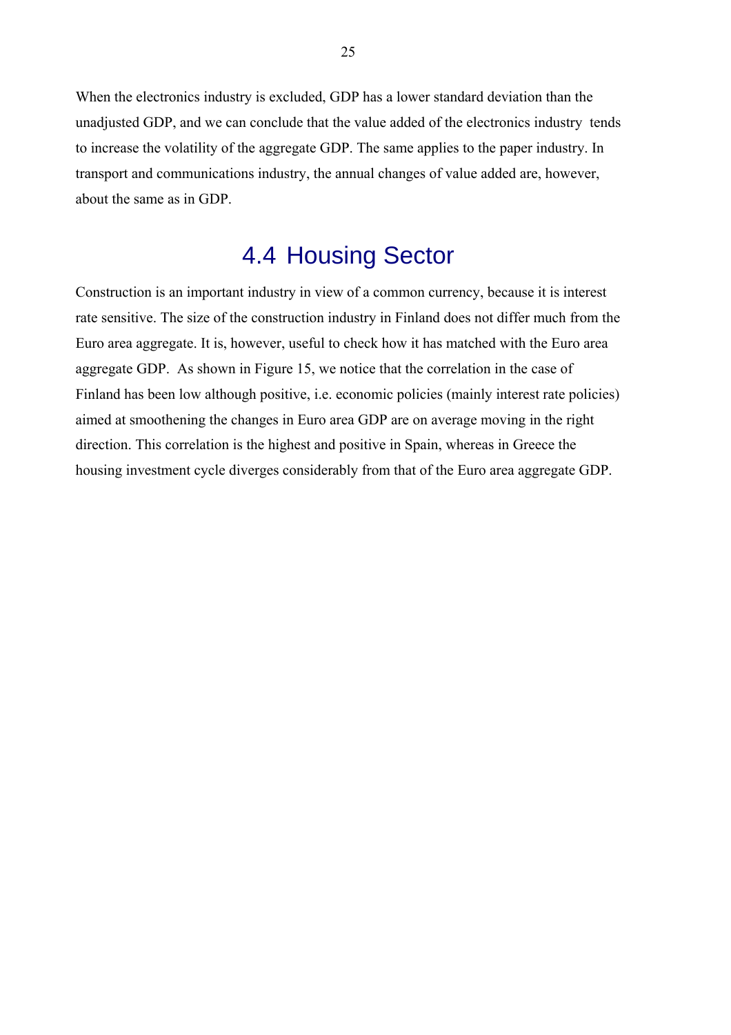When the electronics industry is excluded, GDP has a lower standard deviation than the unadjusted GDP, and we can conclude that the value added of the electronics industry tends to increase the volatility of the aggregate GDP. The same applies to the paper industry. In transport and communications industry, the annual changes of value added are, however, about the same as in GDP.

## 4.4 Housing Sector

Construction is an important industry in view of a common currency, because it is interest rate sensitive. The size of the construction industry in Finland does not differ much from the Euro area aggregate. It is, however, useful to check how it has matched with the Euro area aggregate GDP. As shown in Figure 15, we notice that the correlation in the case of Finland has been low although positive, i.e. economic policies (mainly interest rate policies) aimed at smoothening the changes in Euro area GDP are on average moving in the right direction. This correlation is the highest and positive in Spain, whereas in Greece the housing investment cycle diverges considerably from that of the Euro area aggregate GDP.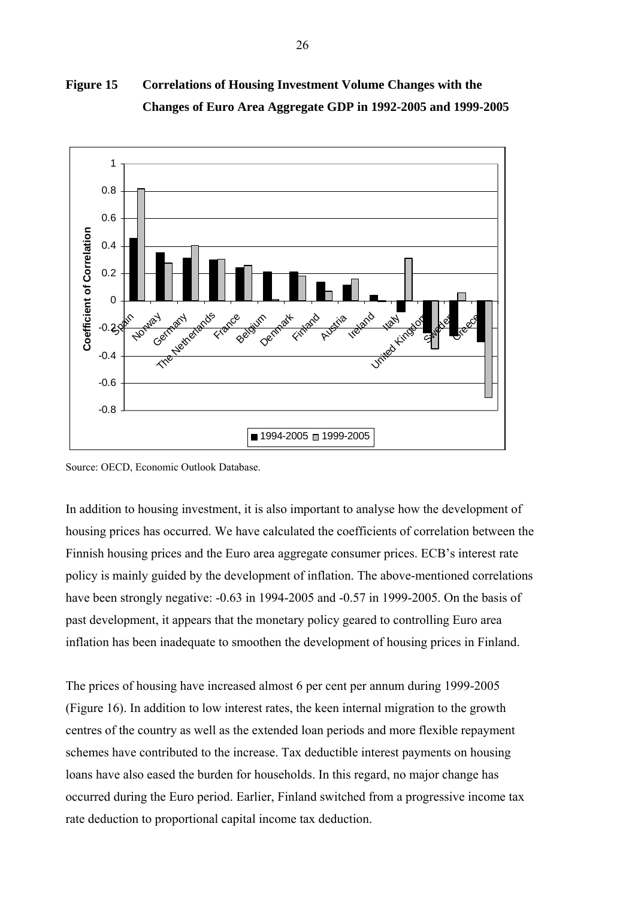**Figure 15 Correlations of Housing Investment Volume Changes with the Changes of Euro Area Aggregate GDP in 1992-2005 and 1999-2005**

Source: OECD, Economic Outlook Database.

In addition to housing investment, it is also important to analyse how the development of housing prices has occurred. We have calculated the coefficients of correlation between the Finnish housing prices and the Euro area aggregate consumer prices. ECB's interest rate policy is mainly guided by the development of inflation. The above-mentioned correlations have been strongly negative: -0.63 in 1994-2005 and -0.57 in 1999-2005. On the basis of past development, it appears that the monetary policy geared to controlling Euro area inflation has been inadequate to smoothen the development of housing prices in Finland.

The prices of housing have increased almost 6 per cent per annum during 1999-2005 (Figure 16). In addition to low interest rates, the keen internal migration to the growth centres of the country as well as the extended loan periods and more flexible repayment schemes have contributed to the increase. Tax deductible interest payments on housing loans have also eased the burden for households. In this regard, no major change has occurred during the Euro period. Earlier, Finland switched from a progressive income tax rate deduction to proportional capital income tax deduction.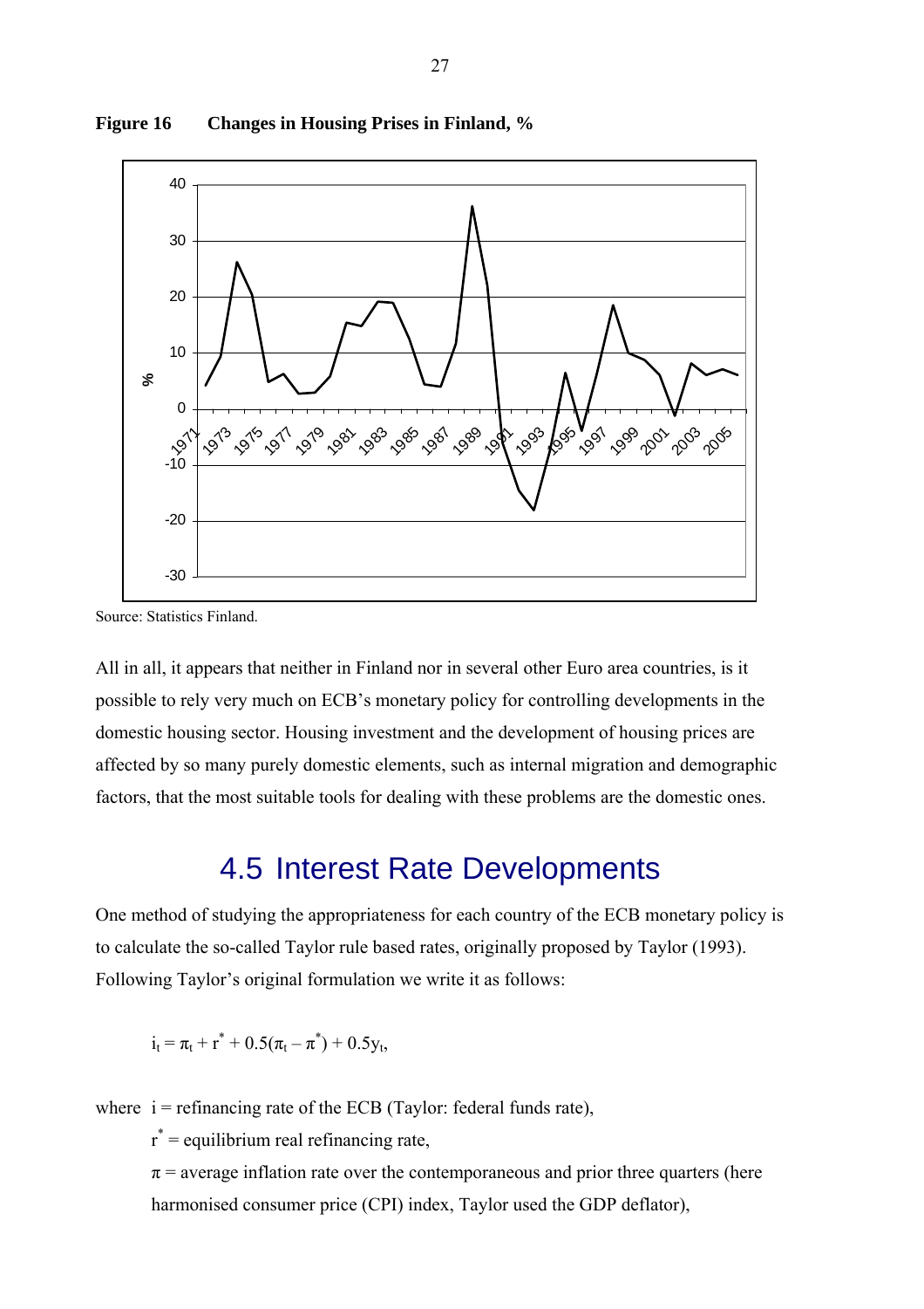**Figure 16 Changes in Housing Prises in Finland, %**

Source: Statistics Finland.

All in all, it appears that neither in Finland nor in several other Euro area countries, is it possible to rely very much on ECB's monetary policy for controlling developments in the domestic housing sector. Housing investment and the development of housing prices are affected by so many purely domestic elements, such as internal migration and demographic factors, that the most suitable tools for dealing with these problems are the domestic ones.

## 4.5 Interest Rate Developments

One method of studying the appropriateness for each country of the ECB monetary policy is to calculate the so-called Taylor rule based rates, originally proposed by Taylor (1993). Following Taylor's original formulation we write it as follows:

$$i_t = \pi_t + r^* + 0.5(\pi_t - \pi^*) + 0.5y_t,$$

where $i$ = refinancing rate of the ECB (Taylor: federal funds rate),

$r^*$ = equilibrium real refinancing rate,

$\pi$ = average inflation rate over the contemporaneous and prior three quarters (here harmonised consumer price (CPI) index, Taylor used the GDP deflator),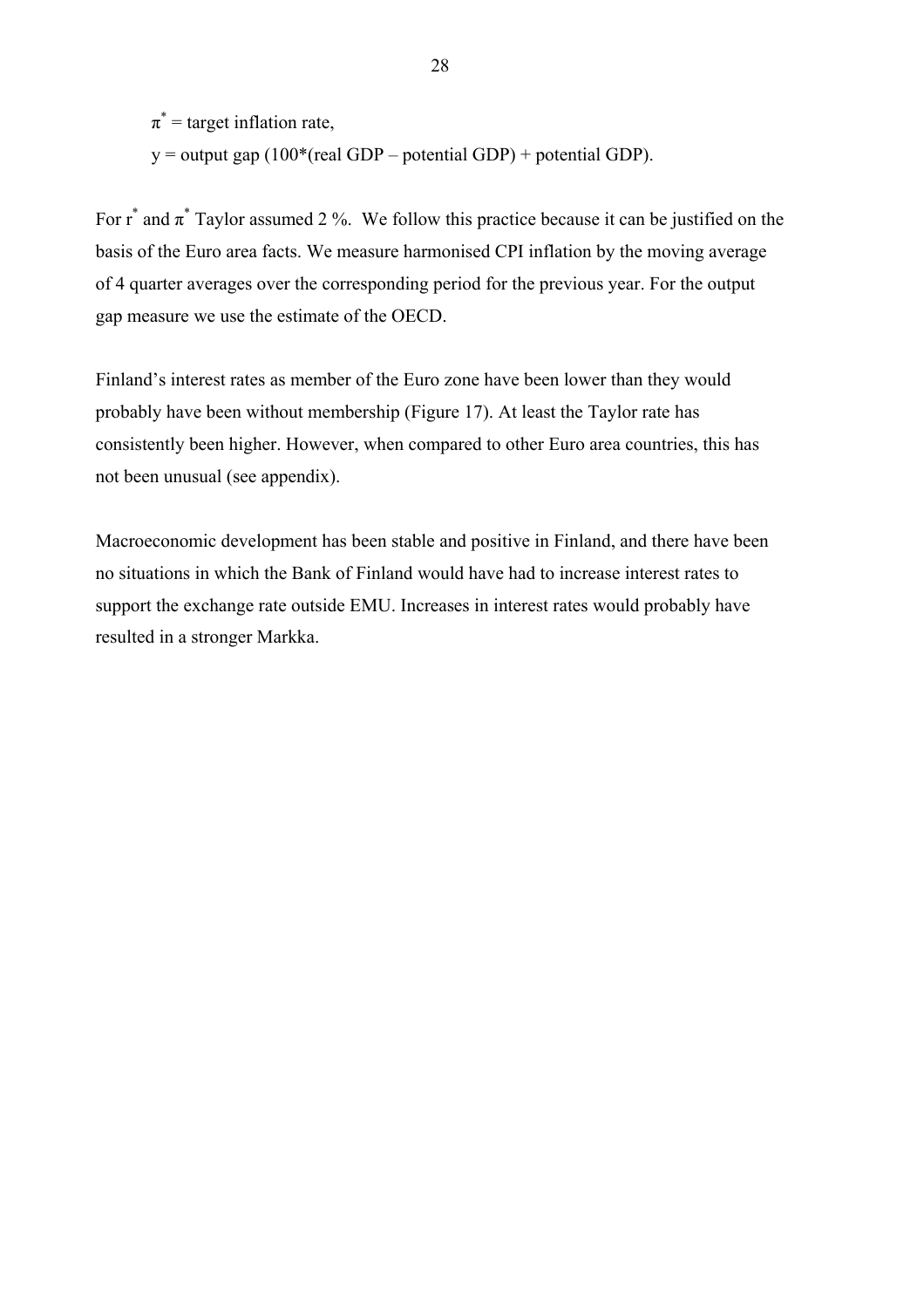$\pi^*$ = target inflation rate,

y = output gap (100*(real GDP – potential GDP) + potential GDP).

For $r^*$ and $\pi^*$ Taylor assumed 2 %. We follow this practice because it can be justified on the basis of the Euro area facts. We measure harmonised CPI inflation by the moving average of 4 quarter averages over the corresponding period for the previous year. For the output gap measure we use the estimate of the OECD.

Finland's interest rates as member of the Euro zone have been lower than they would probably have been without membership (Figure 17). At least the Taylor rate has consistently been higher. However, when compared to other Euro area countries, this has not been unusual (see appendix).

Macroeconomic development has been stable and positive in Finland, and there have been no situations in which the Bank of Finland would have had to increase interest rates to support the exchange rate outside EMU. Increases in interest rates would probably have resulted in a stronger Markka.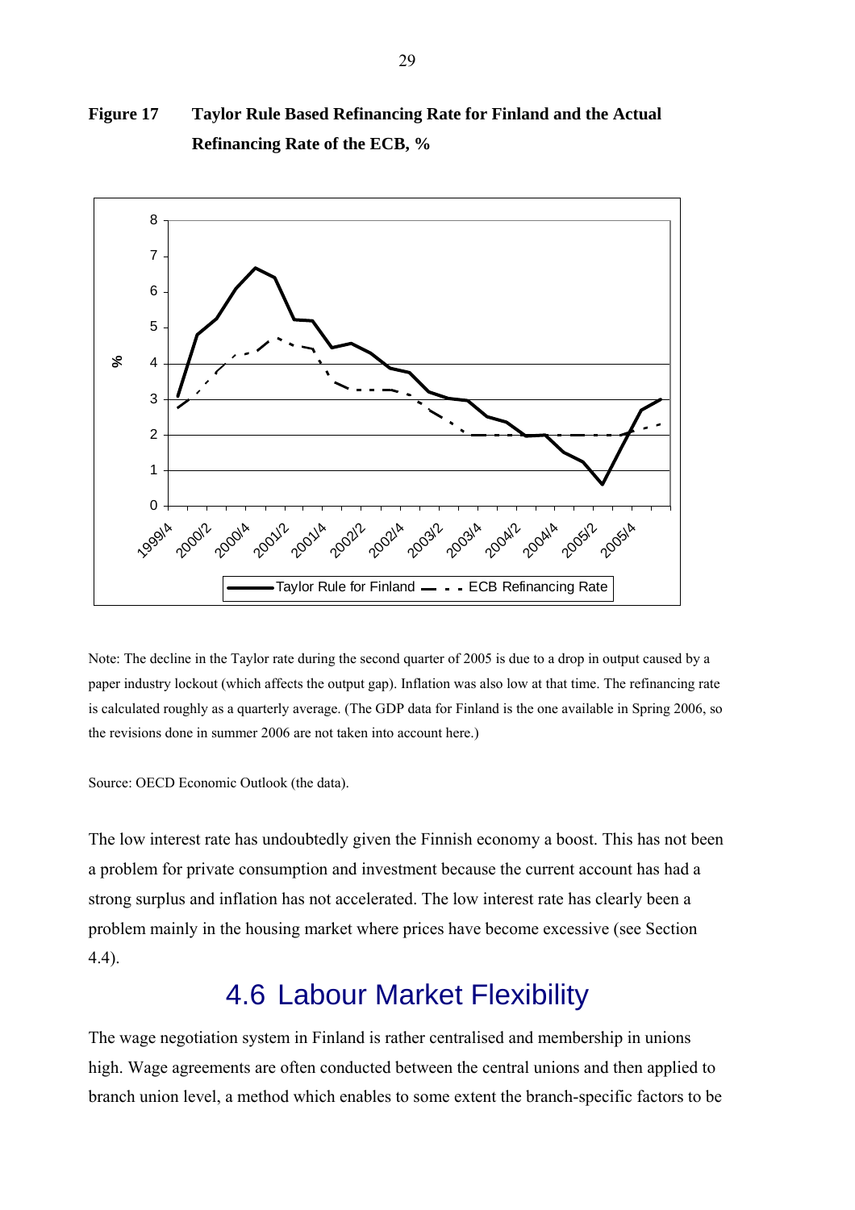**Figure 17 Taylor Rule Based Refinancing Rate for Finland and the Actual Refinancing Rate of the ECB, %**

Note: The decline in the Taylor rate during the second quarter of 2005 is due to a drop in output caused by a paper industry lockout (which affects the output gap). Inflation was also low at that time. The refinancing rate is calculated roughly as a quarterly average. (The GDP data for Finland is the one available in Spring 2006, so the revisions done in summer 2006 are not taken into account here.)

Source: OECD Economic Outlook (the data).

The low interest rate has undoubtedly given the Finnish economy a boost. This has not been a problem for private consumption and investment because the current account has had a strong surplus and inflation has not accelerated. The low interest rate has clearly been a problem mainly in the housing market where prices have become excessive (see Section 4.4).

## 4.6 Labour Market Flexibility

The wage negotiation system in Finland is rather centralised and membership in unions high. Wage agreements are often conducted between the central unions and then applied to branch union level, a method which enables to some extent the branch-specific factors to be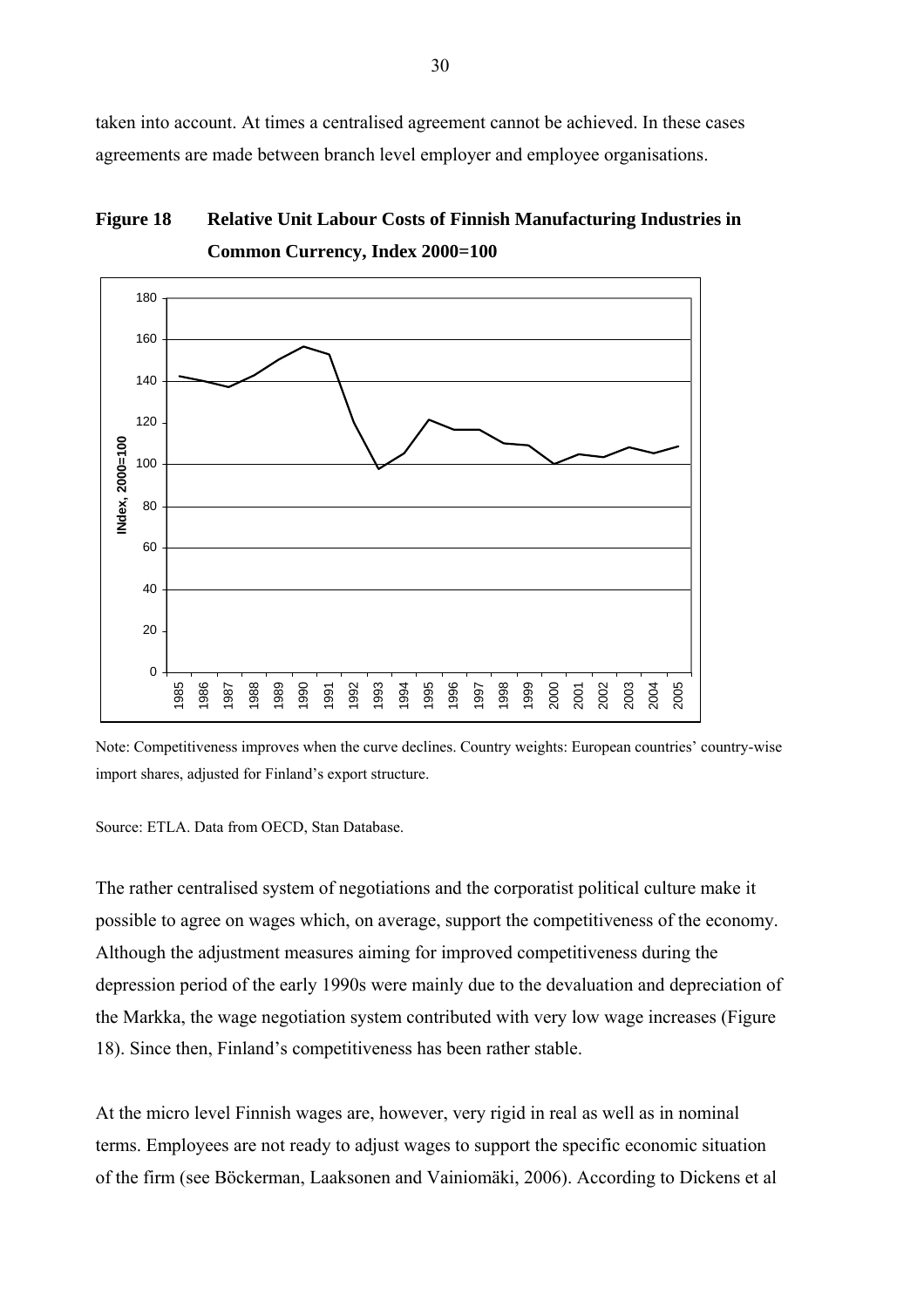taken into account. At times a centralised agreement cannot be achieved. In these cases agreements are made between branch level employer and employee organisations.

**Figure 18 Relative Unit Labour Costs of Finnish Manufacturing Industries in Common Currency, Index 2000=100**

Note: Competitiveness improves when the curve declines. Country weights: European countries' country-wise import shares, adjusted for Finland's export structure.

Source: ETLA. Data from OECD, Stan Database.

The rather centralised system of negotiations and the corporatist political culture make it possible to agree on wages which, on average, support the competitiveness of the economy. Although the adjustment measures aiming for improved competitiveness during the depression period of the early 1990s were mainly due to the devaluation and depreciation of the Markka, the wage negotiation system contributed with very low wage increases (Figure 18). Since then, Finland's competitiveness has been rather stable.

At the micro level Finnish wages are, however, very rigid in real as well as in nominal terms. Employees are not ready to adjust wages to support the specific economic situation of the firm (see Böckerman, Laaksonen and Vainiomäki, 2006). According to Dickens et al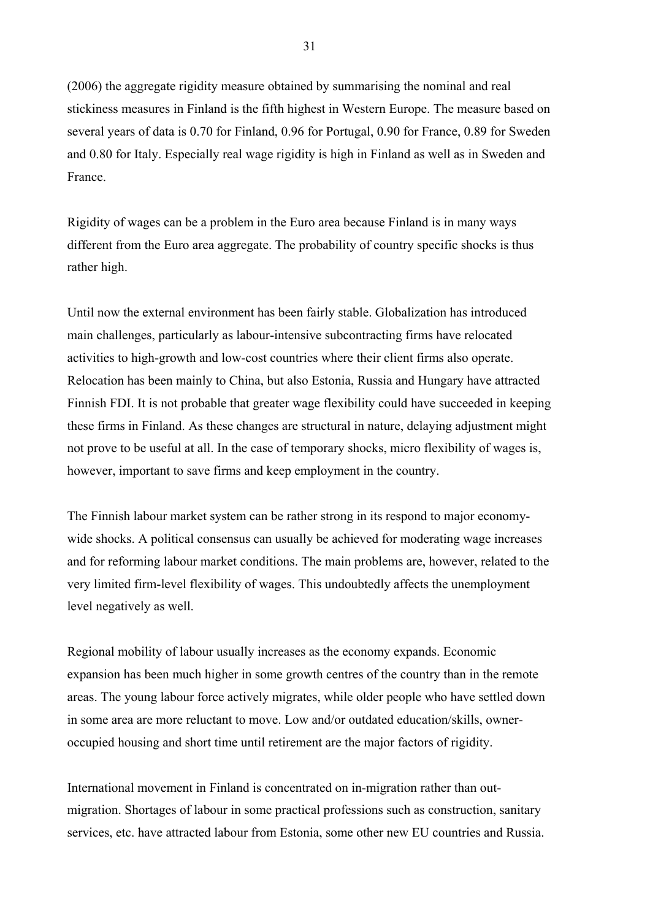(2006) the aggregate rigidity measure obtained by summarising the nominal and real stickiness measures in Finland is the fifth highest in Western Europe. The measure based on several years of data is 0.70 for Finland, 0.96 for Portugal, 0.90 for France, 0.89 for Sweden and 0.80 for Italy. Especially real wage rigidity is high in Finland as well as in Sweden and France.

Rigidity of wages can be a problem in the Euro area because Finland is in many ways different from the Euro area aggregate. The probability of country specific shocks is thus rather high.

Until now the external environment has been fairly stable. Globalization has introduced main challenges, particularly as labour-intensive subcontracting firms have relocated activities to high-growth and low-cost countries where their client firms also operate. Relocation has been mainly to China, but also Estonia, Russia and Hungary have attracted Finnish FDI. It is not probable that greater wage flexibility could have succeeded in keeping these firms in Finland. As these changes are structural in nature, delaying adjustment might not prove to be useful at all. In the case of temporary shocks, micro flexibility of wages is, however, important to save firms and keep employment in the country.

The Finnish labour market system can be rather strong in its respond to major economy-wide shocks. A political consensus can usually be achieved for moderating wage increases and for reforming labour market conditions. The main problems are, however, related to the very limited firm-level flexibility of wages. This undoubtedly affects the unemployment level negatively as well.

Regional mobility of labour usually increases as the economy expands. Economic expansion has been much higher in some growth centres of the country than in the remote areas. The young labour force actively migrates, while older people who have settled down in some area are more reluctant to move. Low and/or outdated education/skills, owner-occupied housing and short time until retirement are the major factors of rigidity.

International movement in Finland is concentrated on in-migration rather than out-migration. Shortages of labour in some practical professions such as construction, sanitary services, etc. have attracted labour from Estonia, some other new EU countries and Russia.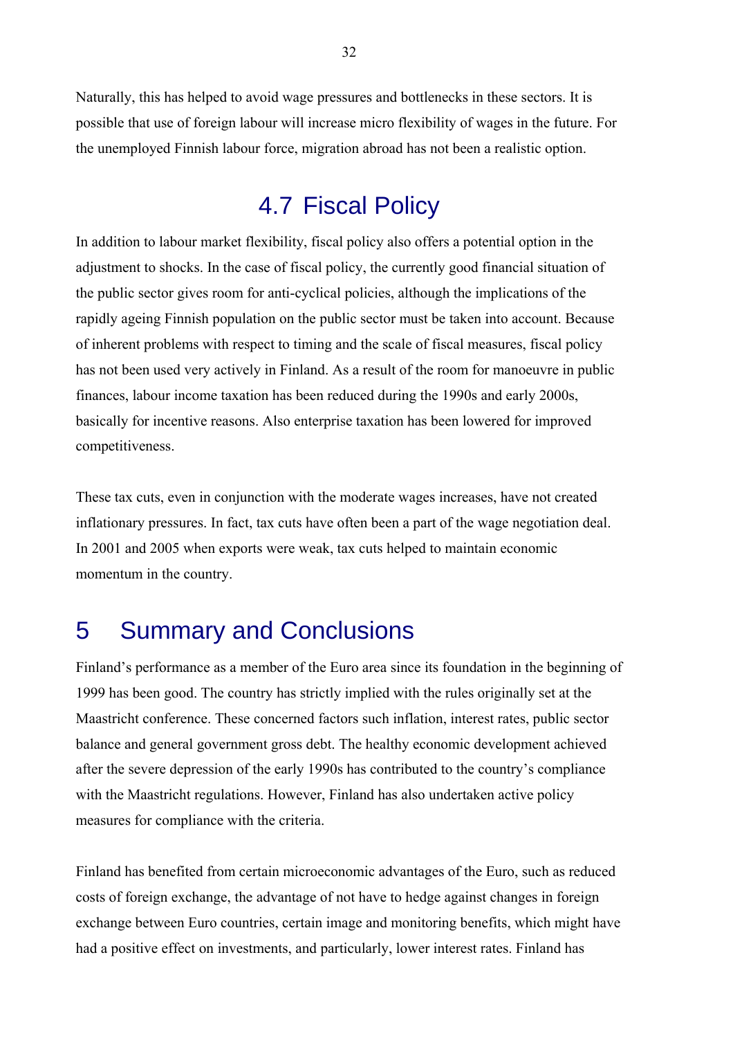Naturally, this has helped to avoid wage pressures and bottlenecks in these sectors. It is possible that use of foreign labour will increase micro flexibility of wages in the future. For the unemployed Finnish labour force, migration abroad has not been a realistic option.

## 4.7 Fiscal Policy

In addition to labour market flexibility, fiscal policy also offers a potential option in the adjustment to shocks. In the case of fiscal policy, the currently good financial situation of the public sector gives room for anti-cyclical policies, although the implications of the rapidly ageing Finnish population on the public sector must be taken into account. Because of inherent problems with respect to timing and the scale of fiscal measures, fiscal policy has not been used very actively in Finland. As a result of the room for manoeuvre in public finances, labour income taxation has been reduced during the 1990s and early 2000s, basically for incentive reasons. Also enterprise taxation has been lowered for improved competitiveness.

These tax cuts, even in conjunction with the moderate wages increases, have not created inflationary pressures. In fact, tax cuts have often been a part of the wage negotiation deal. In 2001 and 2005 when exports were weak, tax cuts helped to maintain economic momentum in the country.

# 5 Summary and Conclusions

Finland's performance as a member of the Euro area since its foundation in the beginning of 1999 has been good. The country has strictly implied with the rules originally set at the Maastricht conference. These concerned factors such inflation, interest rates, public sector balance and general government gross debt. The healthy economic development achieved after the severe depression of the early 1990s has contributed to the country's compliance with the Maastricht regulations. However, Finland has also undertaken active policy measures for compliance with the criteria.

Finland has benefited from certain microeconomic advantages of the Euro, such as reduced costs of foreign exchange, the advantage of not have to hedge against changes in foreign exchange between Euro countries, certain image and monitoring benefits, which might have had a positive effect on investments, and particularly, lower interest rates. Finland has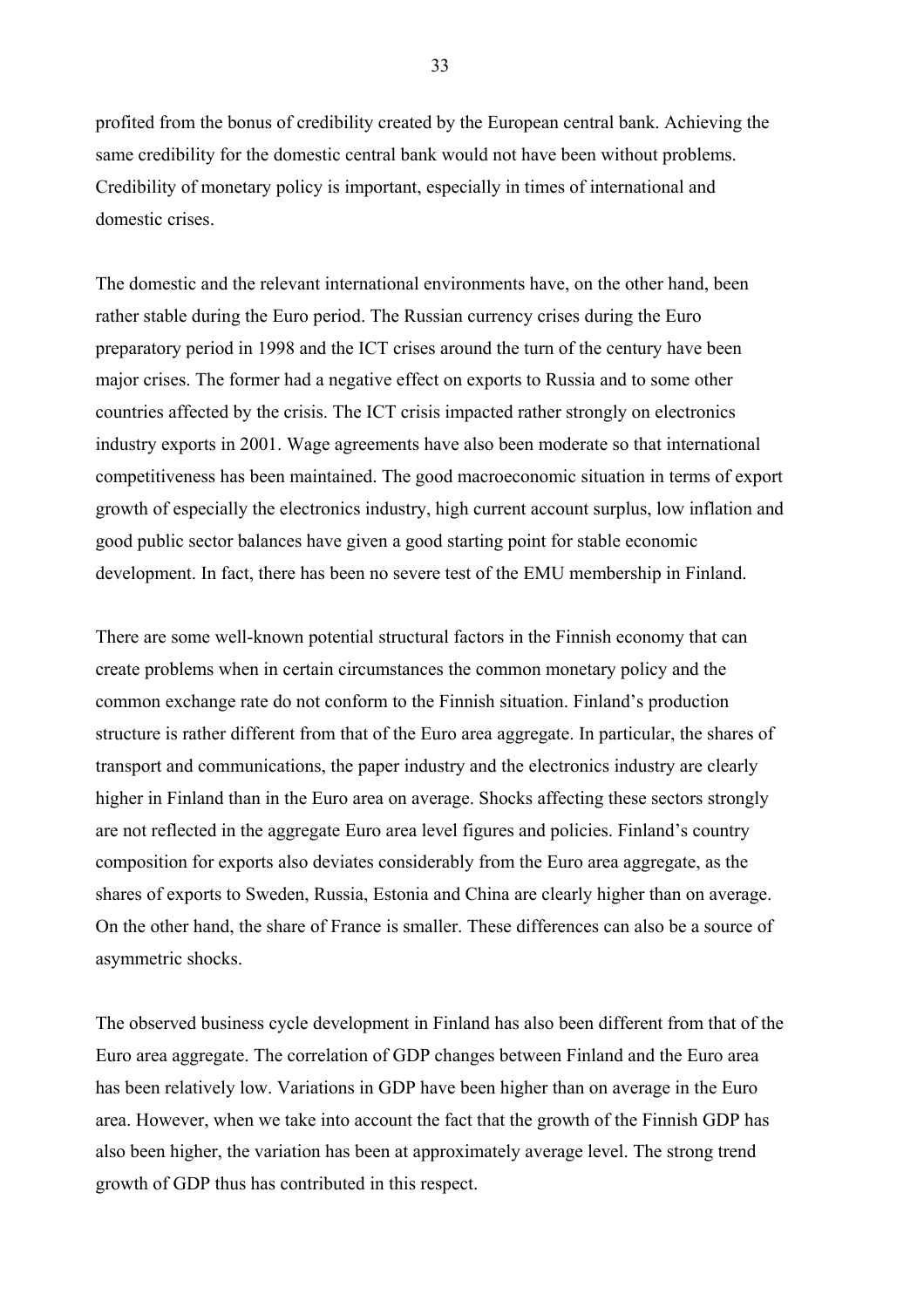profited from the bonus of credibility created by the European central bank. Achieving the same credibility for the domestic central bank would not have been without problems. Credibility of monetary policy is important, especially in times of international and domestic crises.

The domestic and the relevant international environments have, on the other hand, been rather stable during the Euro period. The Russian currency crises during the Euro preparatory period in 1998 and the ICT crises around the turn of the century have been major crises. The former had a negative effect on exports to Russia and to some other countries affected by the crisis. The ICT crisis impacted rather strongly on electronics industry exports in 2001. Wage agreements have also been moderate so that international competitiveness has been maintained. The good macroeconomic situation in terms of export growth of especially the electronics industry, high current account surplus, low inflation and good public sector balances have given a good starting point for stable economic development. In fact, there has been no severe test of the EMU membership in Finland.

There are some well-known potential structural factors in the Finnish economy that can create problems when in certain circumstances the common monetary policy and the common exchange rate do not conform to the Finnish situation. Finland's production structure is rather different from that of the Euro area aggregate. In particular, the shares of transport and communications, the paper industry and the electronics industry are clearly higher in Finland than in the Euro area on average. Shocks affecting these sectors strongly are not reflected in the aggregate Euro area level figures and policies. Finland's country composition for exports also deviates considerably from the Euro area aggregate, as the shares of exports to Sweden, Russia, Estonia and China are clearly higher than on average. On the other hand, the share of France is smaller. These differences can also be a source of asymmetric shocks.

The observed business cycle development in Finland has also been different from that of the Euro area aggregate. The correlation of GDP changes between Finland and the Euro area has been relatively low. Variations in GDP have been higher than on average in the Euro area. However, when we take into account the fact that the growth of the Finnish GDP has also been higher, the variation has been at approximately average level. The strong trend growth of GDP thus has contributed in this respect.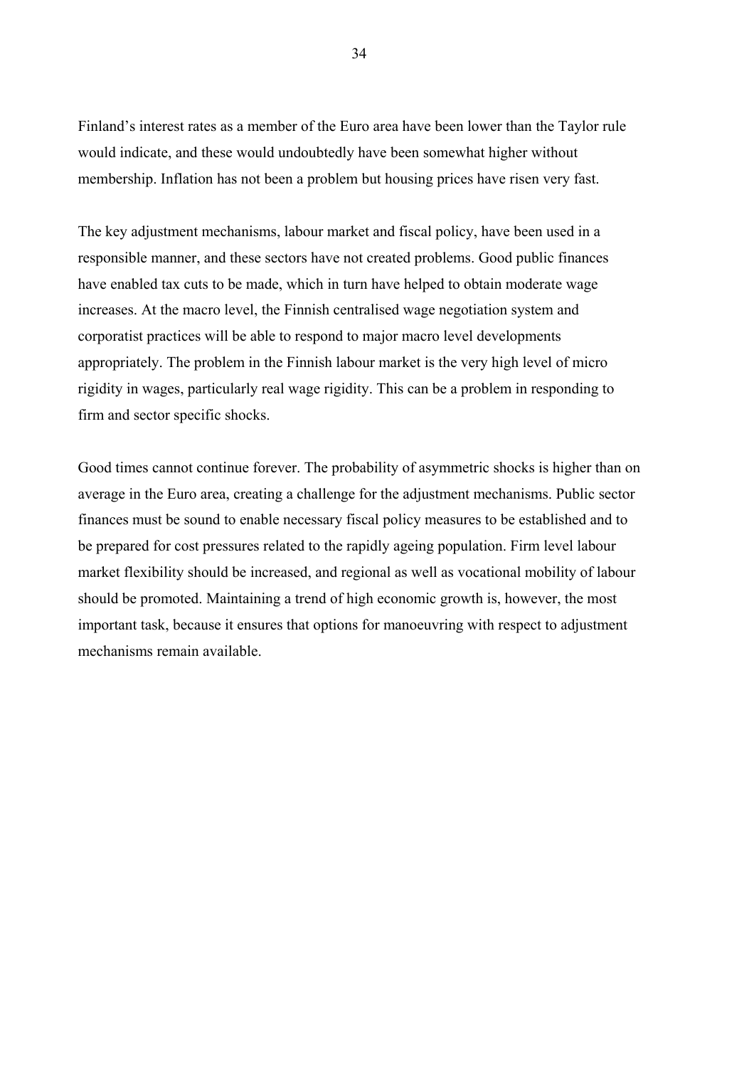Finland's interest rates as a member of the Euro area have been lower than the Taylor rule would indicate, and these would undoubtedly have been somewhat higher without membership. Inflation has not been a problem but housing prices have risen very fast.

The key adjustment mechanisms, labour market and fiscal policy, have been used in a responsible manner, and these sectors have not created problems. Good public finances have enabled tax cuts to be made, which in turn have helped to obtain moderate wage increases. At the macro level, the Finnish centralised wage negotiation system and corporatist practices will be able to respond to major macro level developments appropriately. The problem in the Finnish labour market is the very high level of micro rigidity in wages, particularly real wage rigidity. This can be a problem in responding to firm and sector specific shocks.

Good times cannot continue forever. The probability of asymmetric shocks is higher than on average in the Euro area, creating a challenge for the adjustment mechanisms. Public sector finances must be sound to enable necessary fiscal policy measures to be established and to be prepared for cost pressures related to the rapidly ageing population. Firm level labour market flexibility should be increased, and regional as well as vocational mobility of labour should be promoted. Maintaining a trend of high economic growth is, however, the most important task, because it ensures that options for manoeuvring with respect to adjustment mechanisms remain available.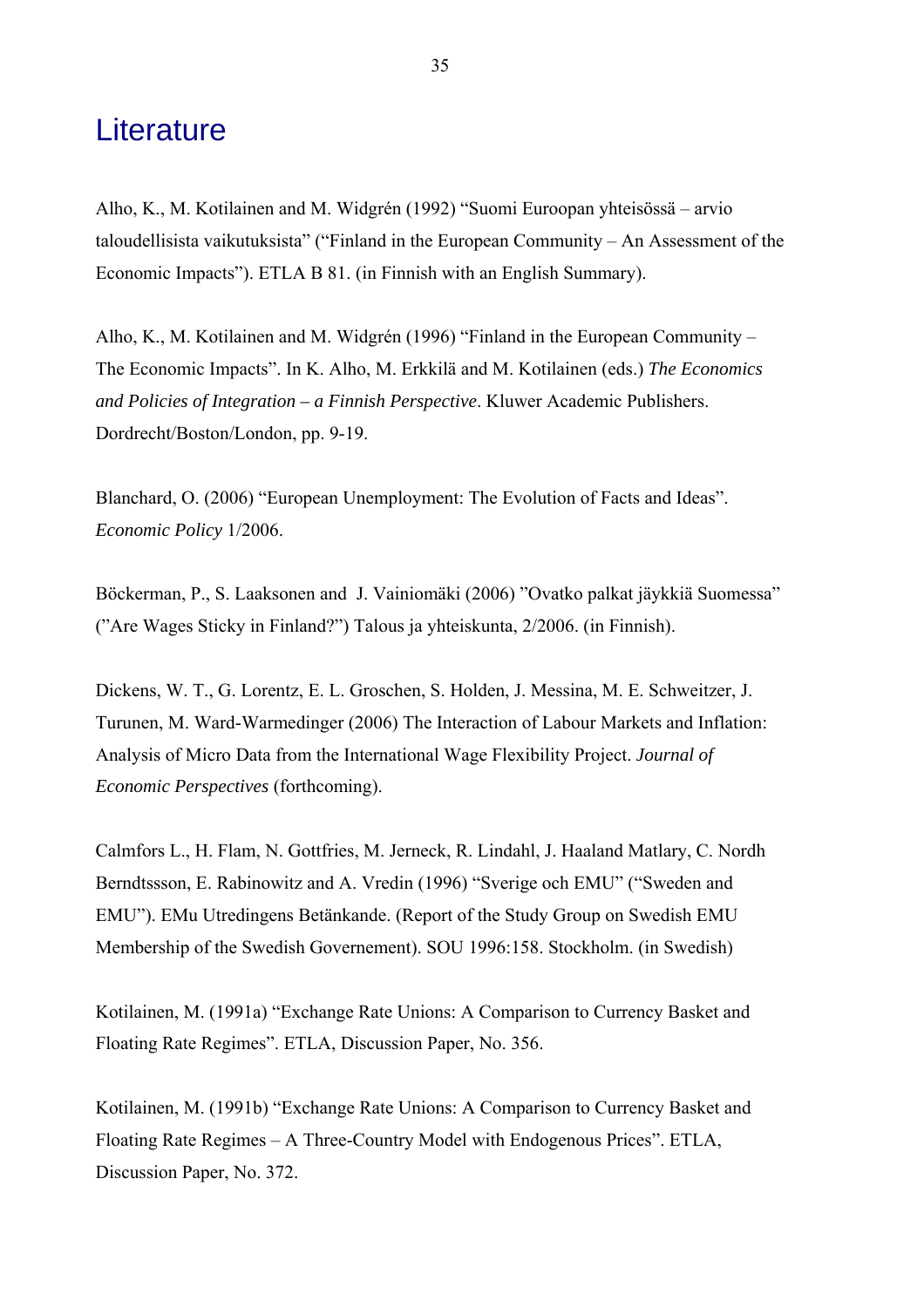# Literature

Alho, K., M. Kotilainen and M. Widgrén (1992) "Suomi Euroopan yhteisössä – arvio taloudellisista vaikutuksista" ("Finland in the European Community – An Assessment of the Economic Impacts"). ETLA B 81. (in Finnish with an English Summary).

Alho, K., M. Kotilainen and M. Widgrén (1996) "Finland in the European Community – The Economic Impacts". In K. Alho, M. Erkkilä and M. Kotilainen (eds.) *The Economics and Policies of Integration – a Finnish Perspective*. Kluwer Academic Publishers. Dordrecht/Boston/London, pp. 9-19.

Blanchard, O. (2006) "European Unemployment: The Evolution of Facts and Ideas". *Economic Policy* 1/2006.

Böckerman, P., S. Laaksonen and J. Vainiomäki (2006) "Ovatko palkat jäykkiä Suomessa" ("Are Wages Sticky in Finland?") Talous ja yhteiskunta, 2/2006. (in Finnish).

Dickens, W. T., G. Lorentz, E. L. Groschen, S. Holden, J. Messina, M. E. Schweitzer, J. Turunen, M. Ward-Warmedinger (2006) The Interaction of Labour Markets and Inflation: Analysis of Micro Data from the International Wage Flexibility Project. *Journal of Economic Perspectives* (forthcoming).

Calmfors L., H. Flam, N. Gottfries, M. Jerneck, R. Lindahl, J. Haaland Matlary, C. Nordh Berndtssson, E. Rabinowitz and A. Vredin (1996) "Sverige och EMU" ("Sweden and EMU"). EMu Utredingens Betänkande. (Report of the Study Group on Swedish EMU Membership of the Swedish Governement). SOU 1996:158. Stockholm. (in Swedish)

Kotilainen, M. (1991a) "Exchange Rate Unions: A Comparison to Currency Basket and Floating Rate Regimes". ETLA, Discussion Paper, No. 356.

Kotilainen, M. (1991b) "Exchange Rate Unions: A Comparison to Currency Basket and Floating Rate Regimes – A Three-Country Model with Endogenous Prices". ETLA, Discussion Paper, No. 372.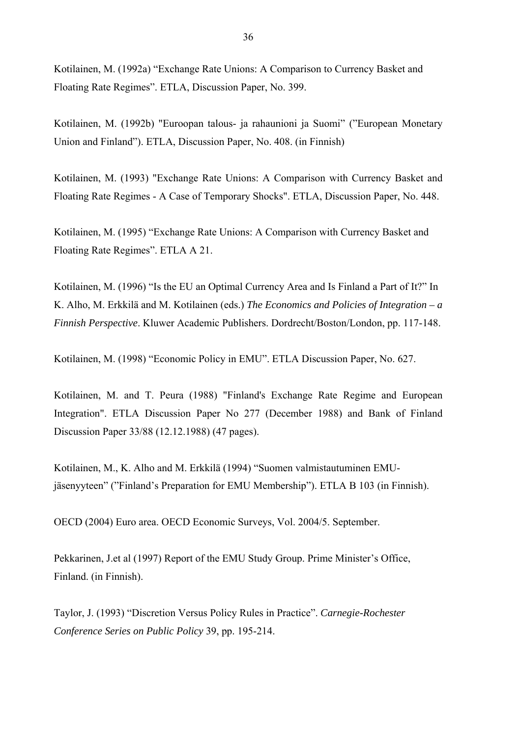Kotilainen, M. (1992a) "Exchange Rate Unions: A Comparison to Currency Basket and Floating Rate Regimes". ETLA, Discussion Paper, No. 399.

Kotilainen, M. (1992b) "Euroopan talous- ja rahaunioni ja Suomi" ("European Monetary Union and Finland"). ETLA, Discussion Paper, No. 408. (in Finnish)

Kotilainen, M. (1993) "Exchange Rate Unions: A Comparison with Currency Basket and Floating Rate Regimes - A Case of Temporary Shocks". ETLA, Discussion Paper, No. 448.

Kotilainen, M. (1995) "Exchange Rate Unions: A Comparison with Currency Basket and Floating Rate Regimes". ETLA A 21.

Kotilainen, M. (1996) "Is the EU an Optimal Currency Area and Is Finland a Part of It?" In K. Alho, M. Erkkilä and M. Kotilainen (eds.) *The Economics and Policies of Integration – a Finnish Perspective*. Kluwer Academic Publishers. Dordrecht/Boston/London, pp. 117-148.

Kotilainen, M. (1998) "Economic Policy in EMU". ETLA Discussion Paper, No. 627.

Kotilainen, M. and T. Peura (1988) "Finland's Exchange Rate Regime and European Integration". ETLA Discussion Paper No 277 (December 1988) and Bank of Finland Discussion Paper 33/88 (12.12.1988) (47 pages).

Kotilainen, M., K. Alho and M. Erkkilä (1994) "Suomen valmistautuminen EMU-jäsenyyteen" ("Finland's Preparation for EMU Membership"). ETLA B 103 (in Finnish).

OECD (2004) Euro area. OECD Economic Surveys, Vol. 2004/5. September.

Pekkarinen, J.et al (1997) Report of the EMU Study Group. Prime Minister's Office, Finland. (in Finnish).

Taylor, J. (1993) "Discretion Versus Policy Rules in Practice". *Carnegie-Rochester Conference Series on Public Policy* 39, pp. 195-214.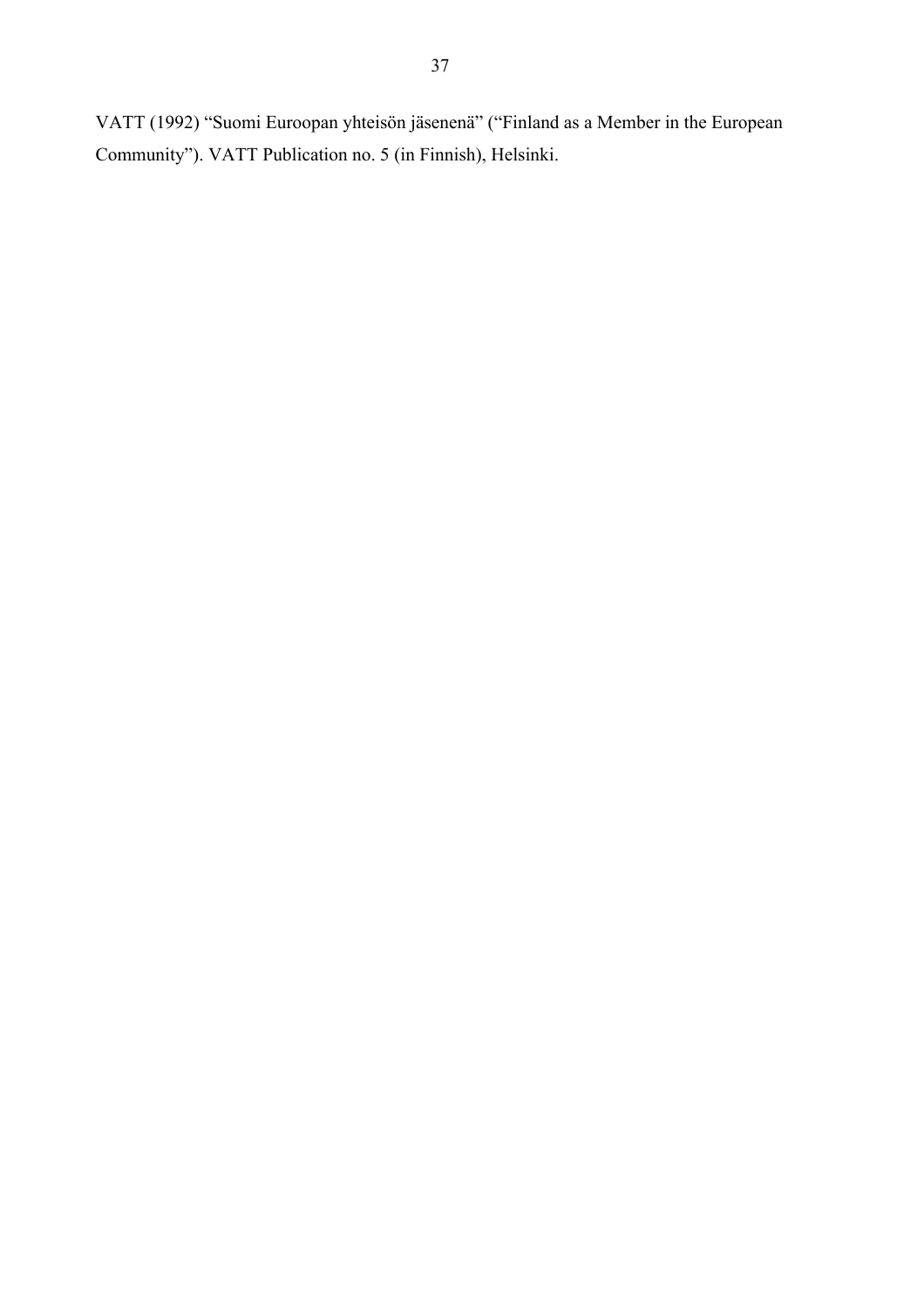VATT (1992) “Suomi Euroopan yhteisön jäsenenä” (“Finland as a Member in the European Community”). VATT Publication no. 5 (in Finnish), Helsinki.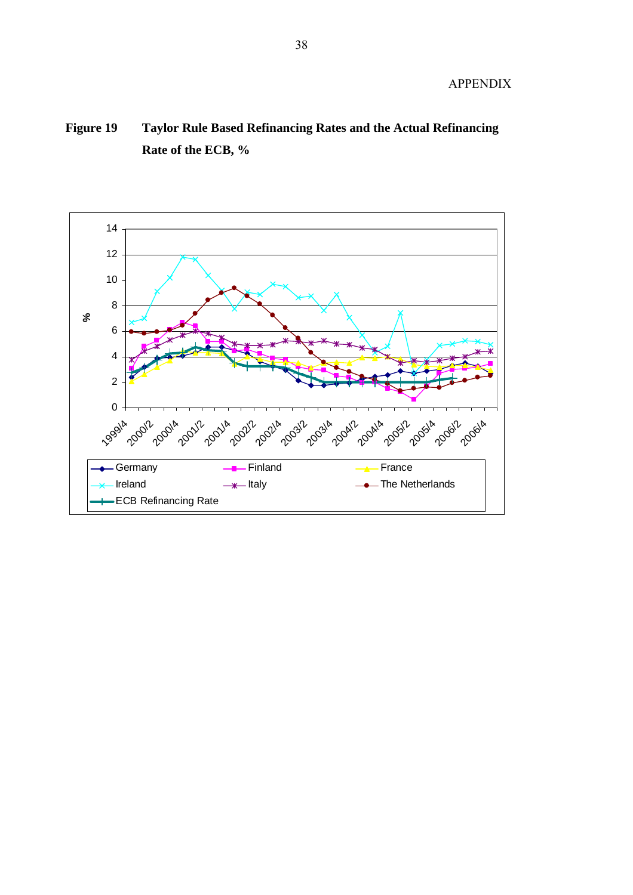APPENDIX

**Figure 19 Taylor Rule Based Refinancing Rates and the Actual Refinancing Rate of the ECB, %**

%

14
12
10
8
6
4
2
0

1999/4
2000/2
2000/4
2001/2
2001/4
2002/2
2002/4
2003/2
2003/4
2004/2
2004/4
2005/2
2005/4
2006/2
2006/4

Germany
Finland
France
Ireland
Italy
The Netherlands
ECB Refinancing Rate